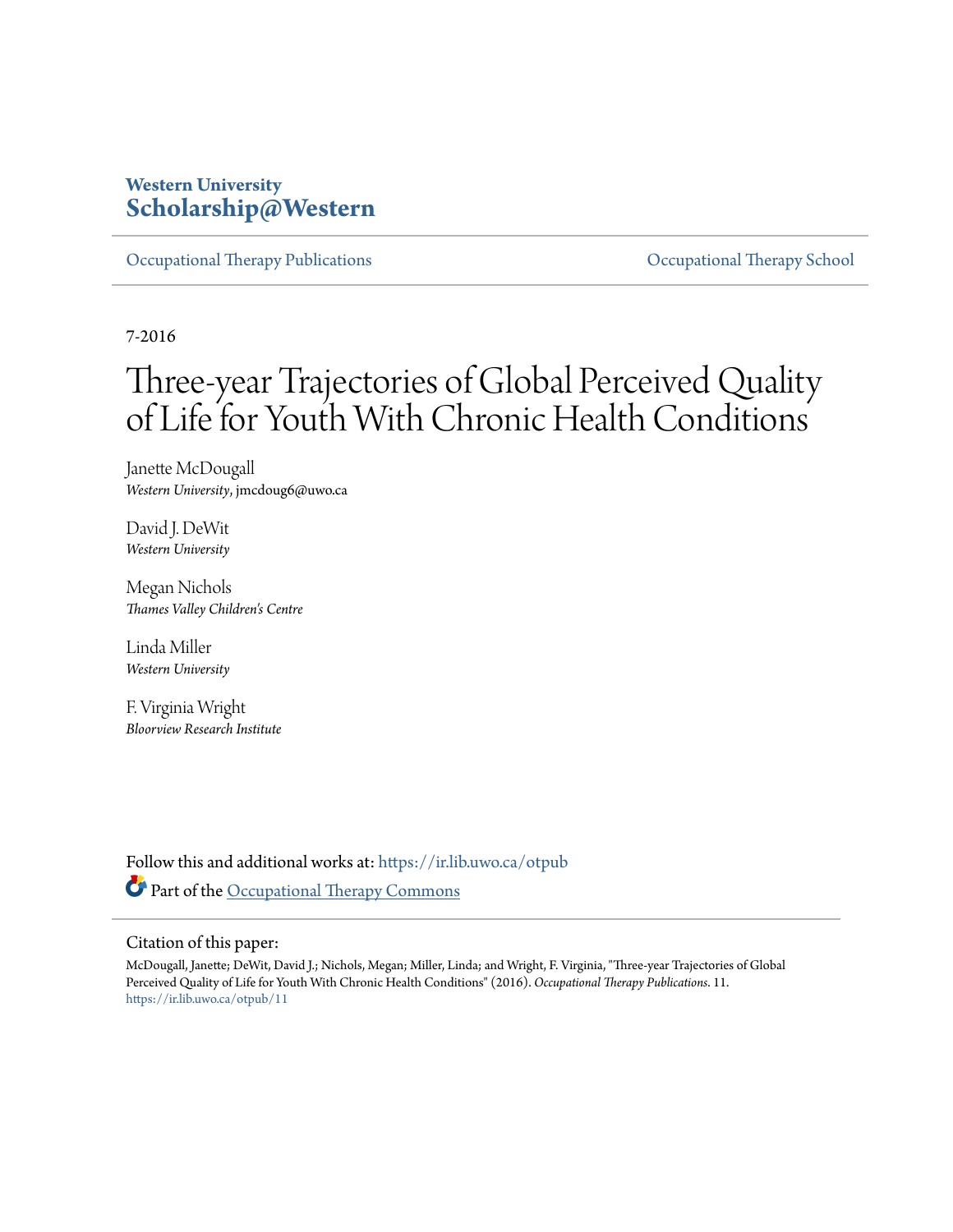Western University
# Scholarship@Western

Occupational Therapy Publications | Occupational Therapy School

7-2016

# Three-year Trajectories of Global Perceived Quality of Life for Youth With Chronic Health Conditions

Janette McDougall
*Western University*, jmcdoug6@uwo.ca

David J. DeWit
*Western University*

Megan Nichols
*Thames Valley Children's Centre*

Linda Miller
*Western University*

F. Virginia Wright
*Bloorview Research Institute*

Follow this and additional works at: https://ir.lib.uwo.ca/otpub

Part of the Occupational Therapy Commons

## Citation of this paper:

McDougall, Janette; DeWit, David J.; Nichols, Megan; Miller, Linda; and Wright, F. Virginia, "Three-year Trajectories of Global Perceived Quality of Life for Youth With Chronic Health Conditions" (2016). *Occupational Therapy Publications*. 11.
https://ir.lib.uwo.ca/otpub/11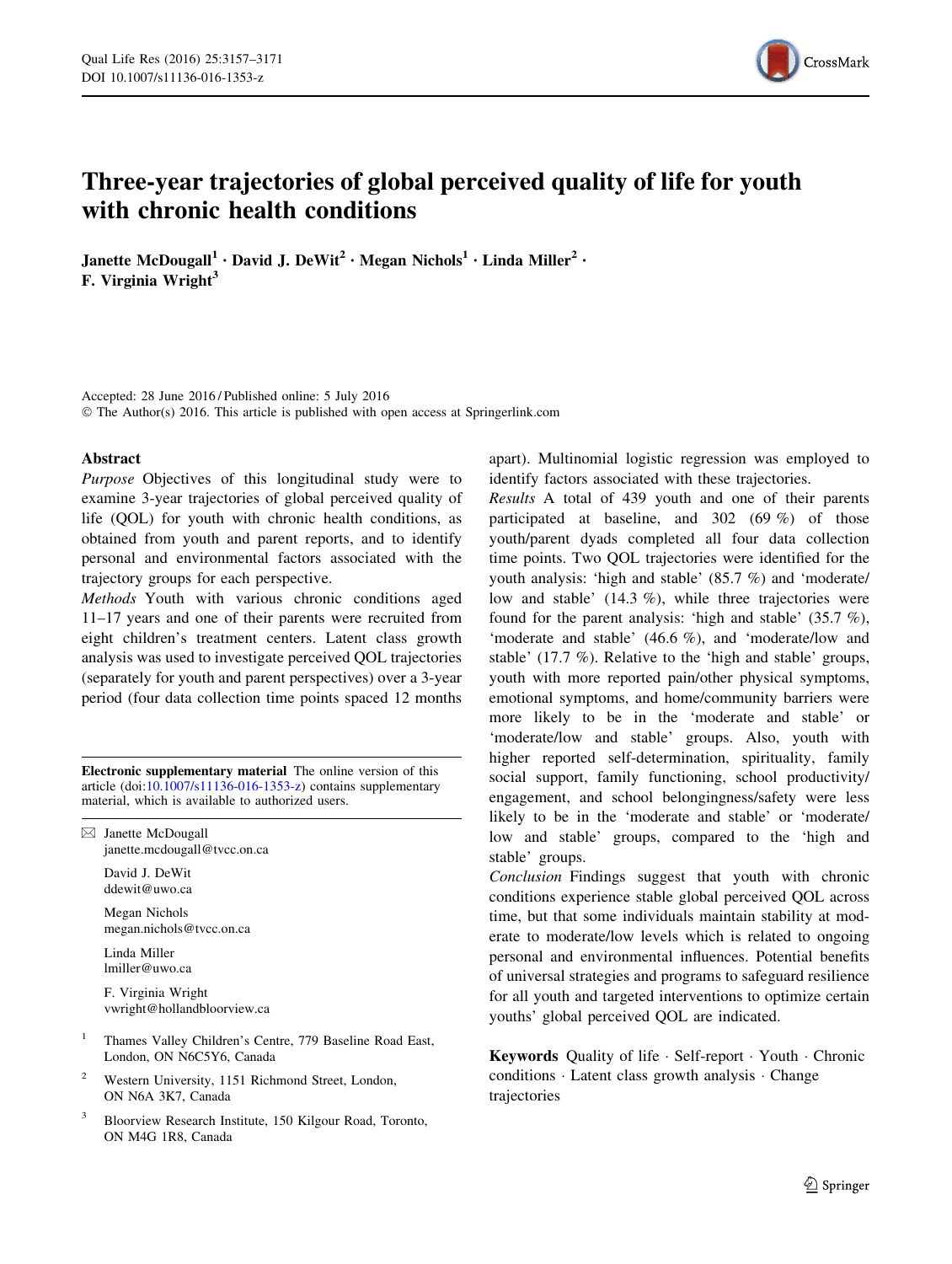# Three-year trajectories of global perceived quality of life for youth with chronic health conditions

Janette McDougall[1] · David J. DeWit[2] · Megan Nichols[1] · Linda Miller[2] · F. Virginia Wright[3]

Accepted: 28 June 2016 / Published online: 5 July 2016
© The Author(s) 2016. This article is published with open access at Springerlink.com

## Abstract

*Purpose* Objectives of this longitudinal study were to examine 3-year trajectories of global perceived quality of life (QOL) for youth with chronic health conditions, as obtained from youth and parent reports, and to identify personal and environmental factors associated with the trajectory groups for each perspective.

*Methods* Youth with various chronic conditions aged 11–17 years and one of their parents were recruited from eight children's treatment centers. Latent class growth analysis was used to investigate perceived QOL trajectories (separately for youth and parent perspectives) over a 3-year period (four data collection time points spaced 12 months apart). Multinomial logistic regression was employed to identify factors associated with these trajectories.

*Results* A total of 439 youth and one of their parents participated at baseline, and 302 (69 %) of those youth/parent dyads completed all four data collection time points. Two QOL trajectories were identified for the youth analysis: 'high and stable' (85.7 %) and 'moderate/low and stable' (14.3 %), while three trajectories were found for the parent analysis: 'high and stable' (35.7 %), 'moderate and stable' (46.6 %), and 'moderate/low and stable' (17.7 %). Relative to the 'high and stable' groups, youth with more reported pain/other physical symptoms, emotional symptoms, and home/community barriers were more likely to be in the 'moderate and stable' or 'moderate/low and stable' groups. Also, youth with higher reported self-determination, spirituality, family social support, family functioning, school productivity/engagement, and school belongingness/safety were less likely to be in the 'moderate and stable' or 'moderate/low and stable' groups, compared to the 'high and stable' groups.

*Conclusion* Findings suggest that youth with chronic conditions experience stable global perceived QOL across time, but that some individuals maintain stability at moderate to moderate/low levels which is related to ongoing personal and environmental influences. Potential benefits of universal strategies and programs to safeguard resilience for all youth and targeted interventions to optimize certain youths' global perceived QOL are indicated.

**Keywords** Quality of life · Self-report · Youth · Chronic conditions · Latent class growth analysis · Change trajectories

**Electronic supplementary material** The online version of this article (doi:10.1007/s11136-016-1353-z) contains supplementary material, which is available to authorized users.

✉ Janette McDougall
janette.mcdougall@tvcc.on.ca

David J. DeWit
ddewit@uwo.ca

Megan Nichols
megan.nichols@tvcc.on.ca

Linda Miller
lmiller@uwo.ca

F. Virginia Wright
vwright@hollandbloorview.ca

[1] Thames Valley Children's Centre, 779 Baseline Road East, London, ON N6C5Y6, Canada

[2] Western University, 1151 Richmond Street, London, ON N6A 3K7, Canada

[3] Bloorview Research Institute, 150 Kilgour Road, Toronto, ON M4G 1R8, Canada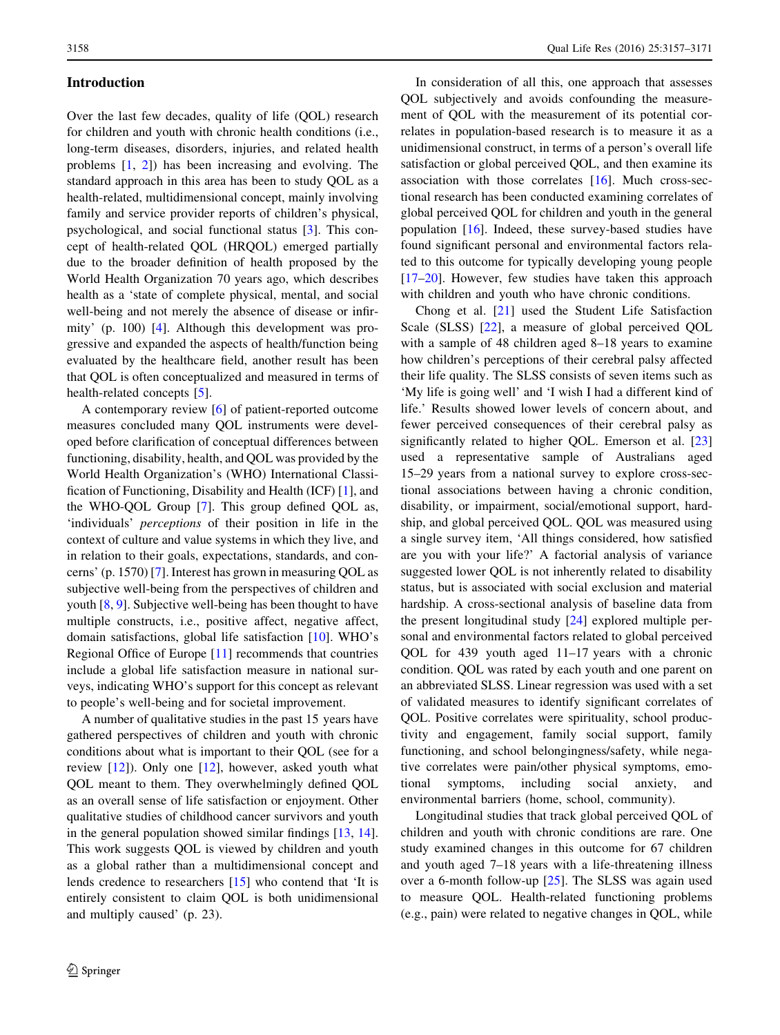## Introduction

Over the last few decades, quality of life (QOL) research for children and youth with chronic health conditions (i.e., long-term diseases, disorders, injuries, and related health problems [1, 2]) has been increasing and evolving. The standard approach in this area has been to study QOL as a health-related, multidimensional concept, mainly involving family and service provider reports of children's physical, psychological, and social functional status [3]. This concept of health-related QOL (HRQOL) emerged partially due to the broader definition of health proposed by the World Health Organization 70 years ago, which describes health as a 'state of complete physical, mental, and social well-being and not merely the absence of disease or infirmity' (p. 100) [4]. Although this development was progressive and expanded the aspects of health/function being evaluated by the healthcare field, another result has been that QOL is often conceptualized and measured in terms of health-related concepts [5].

A contemporary review [6] of patient-reported outcome measures concluded many QOL instruments were developed before clarification of conceptual differences between functioning, disability, health, and QOL was provided by the World Health Organization's (WHO) International Classification of Functioning, Disability and Health (ICF) [1], and the WHO-QOL Group [7]. This group defined QOL as, 'individuals' *perceptions* of their position in life in the context of culture and value systems in which they live, and in relation to their goals, expectations, standards, and concerns' (p. 1570) [7]. Interest has grown in measuring QOL as subjective well-being from the perspectives of children and youth [8, 9]. Subjective well-being has been thought to have multiple constructs, i.e., positive affect, negative affect, domain satisfactions, global life satisfaction [10]. WHO's Regional Office of Europe [11] recommends that countries include a global life satisfaction measure in national surveys, indicating WHO's support for this concept as relevant to people's well-being and for societal improvement.

A number of qualitative studies in the past 15 years have gathered perspectives of children and youth with chronic conditions about what is important to their QOL (see for a review [12]). Only one [12], however, asked youth what QOL meant to them. They overwhelmingly defined QOL as an overall sense of life satisfaction or enjoyment. Other qualitative studies of childhood cancer survivors and youth in the general population showed similar findings [13, 14]. This work suggests QOL is viewed by children and youth as a global rather than a multidimensional concept and lends credence to researchers [15] who contend that 'It is entirely consistent to claim QOL is both unidimensional and multiply caused' (p. 23).

In consideration of all this, one approach that assesses QOL subjectively and avoids confounding the measurement of QOL with the measurement of its potential correlates in population-based research is to measure it as a unidimensional construct, in terms of a person's overall life satisfaction or global perceived QOL, and then examine its association with those correlates [16]. Much cross-sectional research has been conducted examining correlates of global perceived QOL for children and youth in the general population [16]. Indeed, these survey-based studies have found significant personal and environmental factors related to this outcome for typically developing young people [17–20]. However, few studies have taken this approach with children and youth who have chronic conditions.

Chong et al. [21] used the Student Life Satisfaction Scale (SLSS) [22], a measure of global perceived QOL with a sample of 48 children aged 8–18 years to examine how children's perceptions of their cerebral palsy affected their life quality. The SLSS consists of seven items such as 'My life is going well' and 'I wish I had a different kind of life.' Results showed lower levels of concern about, and fewer perceived consequences of their cerebral palsy as significantly related to higher QOL. Emerson et al. [23] used a representative sample of Australians aged 15–29 years from a national survey to explore cross-sectional associations between having a chronic condition, disability, or impairment, social/emotional support, hardship, and global perceived QOL. QOL was measured using a single survey item, 'All things considered, how satisfied are you with your life?' A factorial analysis of variance suggested lower QOL is not inherently related to disability status, but is associated with social exclusion and material hardship. A cross-sectional analysis of baseline data from the present longitudinal study [24] explored multiple personal and environmental factors related to global perceived QOL for 439 youth aged 11–17 years with a chronic condition. QOL was rated by each youth and one parent on an abbreviated SLSS. Linear regression was used with a set of validated measures to identify significant correlates of QOL. Positive correlates were spirituality, school productivity and engagement, family social support, family functioning, and school belongingness/safety, while negative correlates were pain/other physical symptoms, emotional symptoms, including social anxiety, and environmental barriers (home, school, community).

Longitudinal studies that track global perceived QOL of children and youth with chronic conditions are rare. One study examined changes in this outcome for 67 children and youth aged 7–18 years with a life-threatening illness over a 6-month follow-up [25]. The SLSS was again used to measure QOL. Health-related functioning problems (e.g., pain) were related to negative changes in QOL, while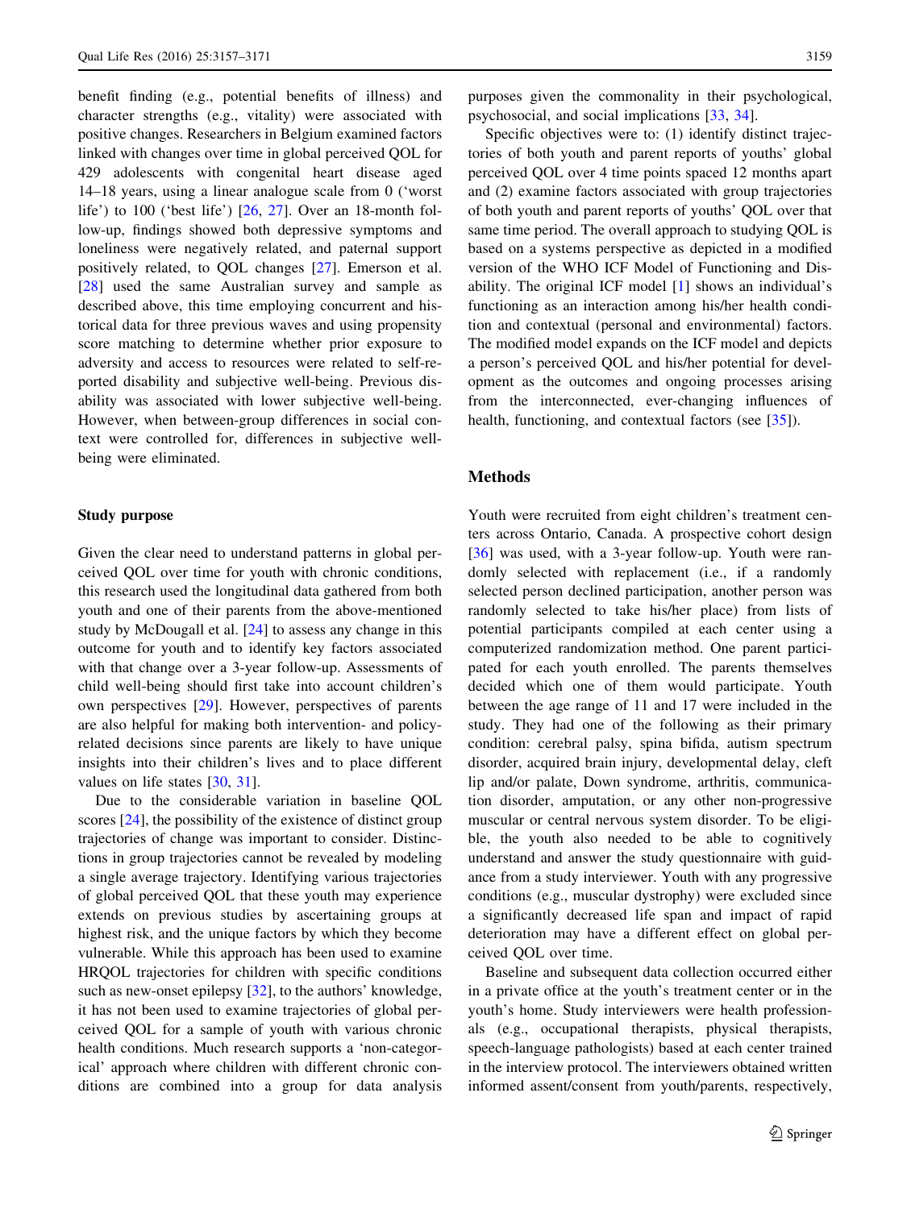benefit finding (e.g., potential benefits of illness) and character strengths (e.g., vitality) were associated with positive changes. Researchers in Belgium examined factors linked with changes over time in global perceived QOL for 429 adolescents with congenital heart disease aged 14–18 years, using a linear analogue scale from 0 ('worst life') to 100 ('best life') [26, 27]. Over an 18-month follow-up, findings showed both depressive symptoms and loneliness were negatively related, and paternal support positively related, to QOL changes [27]. Emerson et al. [28] used the same Australian survey and sample as described above, this time employing concurrent and historical data for three previous waves and using propensity score matching to determine whether prior exposure to adversity and access to resources were related to self-reported disability and subjective well-being. Previous disability was associated with lower subjective well-being. However, when between-group differences in social context were controlled for, differences in subjective well-being were eliminated.

### Study purpose

Given the clear need to understand patterns in global perceived QOL over time for youth with chronic conditions, this research used the longitudinal data gathered from both youth and one of their parents from the above-mentioned study by McDougall et al. [24] to assess any change in this outcome for youth and to identify key factors associated with that change over a 3-year follow-up. Assessments of child well-being should first take into account children's own perspectives [29]. However, perspectives of parents are also helpful for making both intervention- and policy-related decisions since parents are likely to have unique insights into their children's lives and to place different values on life states [30, 31].

Due to the considerable variation in baseline QOL scores [24], the possibility of the existence of distinct group trajectories of change was important to consider. Distinctions in group trajectories cannot be revealed by modeling a single average trajectory. Identifying various trajectories of global perceived QOL that these youth may experience extends on previous studies by ascertaining groups at highest risk, and the unique factors by which they become vulnerable. While this approach has been used to examine HRQOL trajectories for children with specific conditions such as new-onset epilepsy [32], to the authors' knowledge, it has not been used to examine trajectories of global perceived QOL for a sample of youth with various chronic health conditions. Much research supports a 'non-categorical' approach where children with different chronic conditions are combined into a group for data analysis purposes given the commonality in their psychological, psychosocial, and social implications [33, 34].

Specific objectives were to: (1) identify distinct trajectories of both youth and parent reports of youths' global perceived QOL over 4 time points spaced 12 months apart and (2) examine factors associated with group trajectories of both youth and parent reports of youths' QOL over that same time period. The overall approach to studying QOL is based on a systems perspective as depicted in a modified version of the WHO ICF Model of Functioning and Disability. The original ICF model [1] shows an individual's functioning as an interaction among his/her health condition and contextual (personal and environmental) factors. The modified model expands on the ICF model and depicts a person's perceived QOL and his/her potential for development as the outcomes and ongoing processes arising from the interconnected, ever-changing influences of health, functioning, and contextual factors (see [35]).

## Methods

Youth were recruited from eight children's treatment centers across Ontario, Canada. A prospective cohort design [36] was used, with a 3-year follow-up. Youth were randomly selected with replacement (i.e., if a randomly selected person declined participation, another person was randomly selected to take his/her place) from lists of potential participants compiled at each center using a computerized randomization method. One parent participated for each youth enrolled. The parents themselves decided which one of them would participate. Youth between the age range of 11 and 17 were included in the study. They had one of the following as their primary condition: cerebral palsy, spina bifida, autism spectrum disorder, acquired brain injury, developmental delay, cleft lip and/or palate, Down syndrome, arthritis, communication disorder, amputation, or any other non-progressive muscular or central nervous system disorder. To be eligible, the youth also needed to be able to cognitively understand and answer the study questionnaire with guidance from a study interviewer. Youth with any progressive conditions (e.g., muscular dystrophy) were excluded since a significantly decreased life span and impact of rapid deterioration may have a different effect on global perceived QOL over time.

Baseline and subsequent data collection occurred either in a private office at the youth's treatment center or in the youth's home. Study interviewers were health professionals (e.g., occupational therapists, physical therapists, speech-language pathologists) based at each center trained in the interview protocol. The interviewers obtained written informed assent/consent from youth/parents, respectively,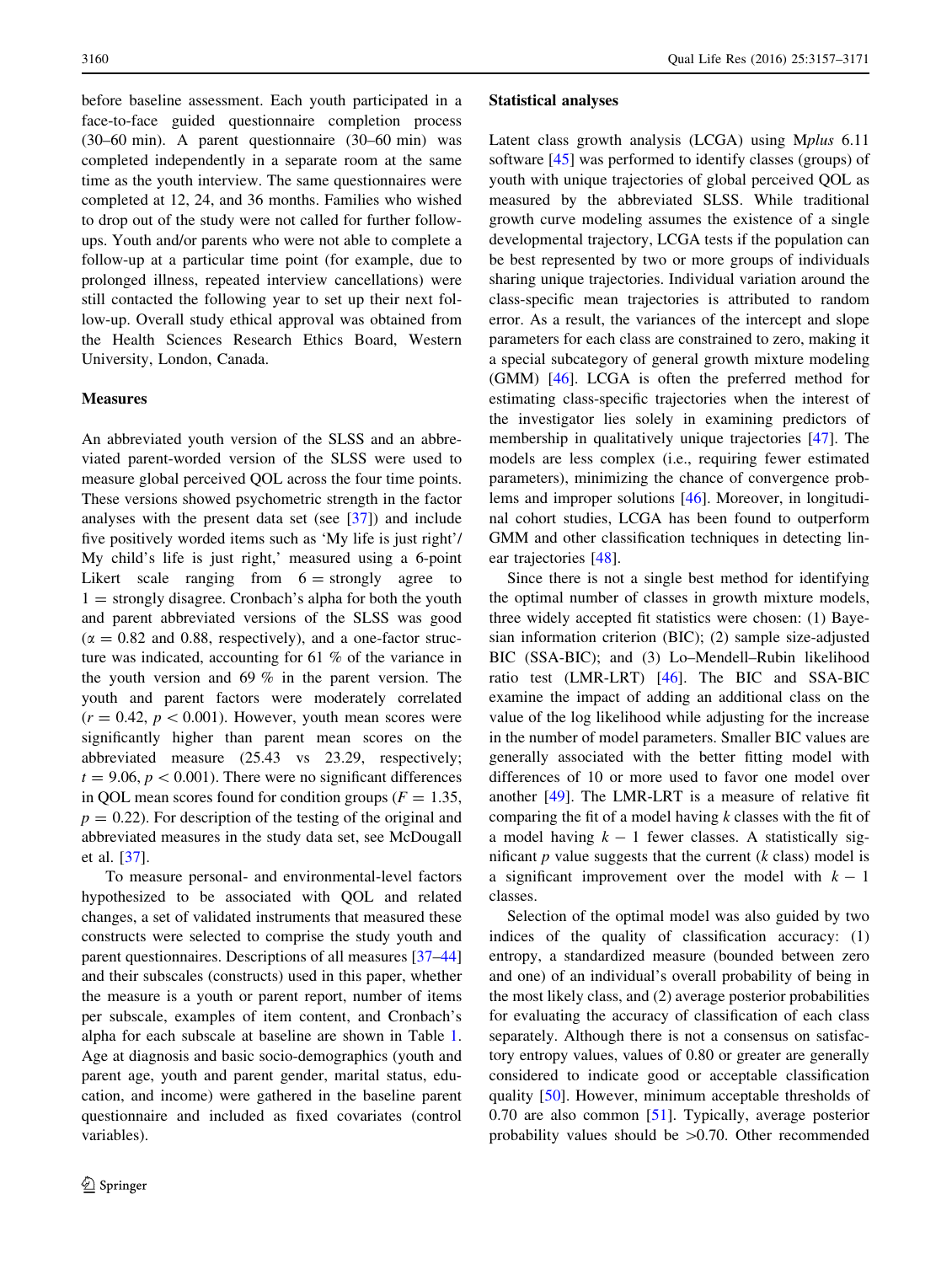before baseline assessment. Each youth participated in a face-to-face guided questionnaire completion process (30–60 min). A parent questionnaire (30–60 min) was completed independently in a separate room at the same time as the youth interview. The same questionnaires were completed at 12, 24, and 36 months. Families who wished to drop out of the study were not called for further follow-ups. Youth and/or parents who were not able to complete a follow-up at a particular time point (for example, due to prolonged illness, repeated interview cancellations) were still contacted the following year to set up their next follow-up. Overall study ethical approval was obtained from the Health Sciences Research Ethics Board, Western University, London, Canada.

### Measures

An abbreviated youth version of the SLSS and an abbreviated parent-worded version of the SLSS were used to measure global perceived QOL across the four time points. These versions showed psychometric strength in the factor analyses with the present data set (see [37]) and include five positively worded items such as 'My life is just right'/ My child's life is just right,' measured using a 6-point Likert scale ranging from 6 = strongly agree to 1 = strongly disagree. Cronbach's alpha for both the youth and parent abbreviated versions of the SLSS was good ($\alpha = 0.82$ and 0.88, respectively), and a one-factor structure was indicated, accounting for 61 % of the variance in the youth version and 69 % in the parent version. The youth and parent factors were moderately correlated ($r = 0.42$, $p < 0.001$). However, youth mean scores were significantly higher than parent mean scores on the abbreviated measure (25.43 vs 23.29, respectively; $t = 9.06$, $p < 0.001$). There were no significant differences in QOL mean scores found for condition groups ($F = 1.35$, $p = 0.22$). For description of the testing of the original and abbreviated measures in the study data set, see McDougall et al. [37].

To measure personal- and environmental-level factors hypothesized to be associated with QOL and related changes, a set of validated instruments that measured these constructs were selected to comprise the study youth and parent questionnaires. Descriptions of all measures [37–44] and their subscales (constructs) used in this paper, whether the measure is a youth or parent report, number of items per subscale, examples of item content, and Cronbach's alpha for each subscale at baseline are shown in Table 1. Age at diagnosis and basic socio-demographics (youth and parent age, youth and parent gender, marital status, education, and income) were gathered in the baseline parent questionnaire and included as fixed covariates (control variables).

### Statistical analyses

Latent class growth analysis (LCGA) using M*plus* 6.11 software [45] was performed to identify classes (groups) of youth with unique trajectories of global perceived QOL as measured by the abbreviated SLSS. While traditional growth curve modeling assumes the existence of a single developmental trajectory, LCGA tests if the population can be best represented by two or more groups of individuals sharing unique trajectories. Individual variation around the class-specific mean trajectories is attributed to random error. As a result, the variances of the intercept and slope parameters for each class are constrained to zero, making it a special subcategory of general growth mixture modeling (GMM) [46]. LCGA is often the preferred method for estimating class-specific trajectories when the interest of the investigator lies solely in examining predictors of membership in qualitatively unique trajectories [47]. The models are less complex (i.e., requiring fewer estimated parameters), minimizing the chance of convergence problems and improper solutions [46]. Moreover, in longitudinal cohort studies, LCGA has been found to outperform GMM and other classification techniques in detecting linear trajectories [48].

Since there is not a single best method for identifying the optimal number of classes in growth mixture models, three widely accepted fit statistics were chosen: (1) Bayesian information criterion (BIC); (2) sample size-adjusted BIC (SSA-BIC); and (3) Lo–Mendell–Rubin likelihood ratio test (LMR-LRT) [46]. The BIC and SSA-BIC examine the impact of adding an additional class on the value of the log likelihood while adjusting for the increase in the number of model parameters. Smaller BIC values are generally associated with the better fitting model with differences of 10 or more used to favor one model over another [49]. The LMR-LRT is a measure of relative fit comparing the fit of a model having $k$ classes with the fit of a model having $k - 1$ fewer classes. A statistically significant $p$ value suggests that the current ($k$ class) model is a significant improvement over the model with $k - 1$ classes.

Selection of the optimal model was also guided by two indices of the quality of classification accuracy: (1) entropy, a standardized measure (bounded between zero and one) of an individual's overall probability of being in the most likely class, and (2) average posterior probabilities for evaluating the accuracy of classification of each class separately. Although there is not a consensus on satisfactory entropy values, values of 0.80 or greater are generally considered to indicate good or acceptable classification quality [50]. However, minimum acceptable thresholds of 0.70 are also common [51]. Typically, average posterior probability values should be >0.70. Other recommended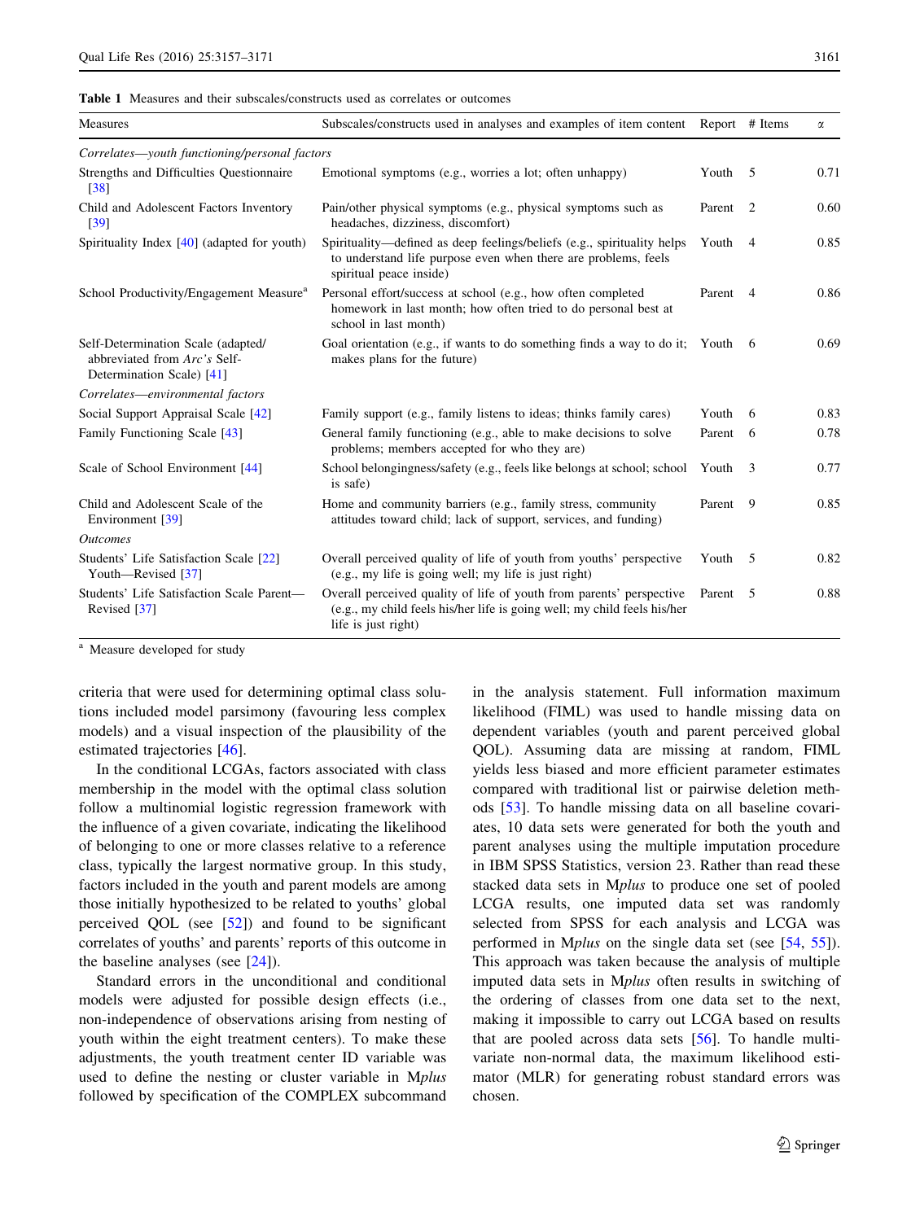**Table 1** Measures and their subscales/constructs used as correlates or outcomes

| Measures | Subscales/constructs used in analyses and examples of item content | Report | # Items | α |
|---|---|---|---|---|
| *Correlates—youth functioning/personal factors* | | | | |
| Strengths and Difficulties Questionnaire [38] | Emotional symptoms (e.g., worries a lot; often unhappy) | Youth | 5 | 0.71 |
| Child and Adolescent Factors Inventory [39] | Pain/other physical symptoms (e.g., physical symptoms such as headaches, dizziness, discomfort) | Parent | 2 | 0.60 |
| Spirituality Index [40] (adapted for youth) | Spirituality—defined as deep feelings/beliefs (e.g., spirituality helps to understand life purpose even when there are problems, feels spiritual peace inside) | Youth | 4 | 0.85 |
| School Productivity/Engagement Measure[a] | Personal effort/success at school (e.g., how often completed homework in last month; how often tried to do personal best at school in last month) | Parent | 4 | 0.86 |
| Self-Determination Scale (adapted/ abbreviated from *Arc's* Self-Determination Scale) [41] | Goal orientation (e.g., if wants to do something finds a way to do it; makes plans for the future) | Youth | 6 | 0.69 |
| *Correlates—environmental factors* | | | | |
| Social Support Appraisal Scale [42] | Family support (e.g., family listens to ideas; thinks family cares) | Youth | 6 | 0.83 |
| Family Functioning Scale [43] | General family functioning (e.g., able to make decisions to solve problems; members accepted for who they are) | Parent | 6 | 0.78 |
| Scale of School Environment [44] | School belongingness/safety (e.g., feels like belongs at school; school is safe) | Youth | 3 | 0.77 |
| Child and Adolescent Scale of the Environment [39] | Home and community barriers (e.g., family stress, community attitudes toward child; lack of support, services, and funding) | Parent | 9 | 0.85 |
| *Outcomes* | | | | |
| Students' Life Satisfaction Scale [22] Youth—Revised [37] | Overall perceived quality of life of youth from youths' perspective (e.g., my life is going well; my life is just right) | Youth | 5 | 0.82 |
| Students' Life Satisfaction Scale Parent—Revised [37] | Overall perceived quality of life of youth from parents' perspective (e.g., my child feels his/her life is going well; my child feels his/her life is just right) | Parent | 5 | 0.88 |

[a] Measure developed for study

criteria that were used for determining optimal class solutions included model parsimony (favouring less complex models) and a visual inspection of the plausibility of the estimated trajectories [46].

In the conditional LCGAs, factors associated with class membership in the model with the optimal class solution follow a multinomial logistic regression framework with the influence of a given covariate, indicating the likelihood of belonging to one or more classes relative to a reference class, typically the largest normative group. In this study, factors included in the youth and parent models are among those initially hypothesized to be related to youths' global perceived QOL (see [52]) and found to be significant correlates of youths' and parents' reports of this outcome in the baseline analyses (see [24]).

Standard errors in the unconditional and conditional models were adjusted for possible design effects (i.e., non-independence of observations arising from nesting of youth within the eight treatment centers). To make these adjustments, the youth treatment center ID variable was used to define the nesting or cluster variable in M*plus* followed by specification of the COMPLEX subcommand in the analysis statement. Full information maximum likelihood (FIML) was used to handle missing data on dependent variables (youth and parent perceived global QOL). Assuming data are missing at random, FIML yields less biased and more efficient parameter estimates compared with traditional list or pairwise deletion methods [53]. To handle missing data on all baseline covariates, 10 data sets were generated for both the youth and parent analyses using the multiple imputation procedure in IBM SPSS Statistics, version 23. Rather than read these stacked data sets in M*plus* to produce one set of pooled LCGA results, one imputed data set was randomly selected from SPSS for each analysis and LCGA was performed in M*plus* on the single data set (see [54, 55]). This approach was taken because the analysis of multiple imputed data sets in M*plus* often results in switching of the ordering of classes from one data set to the next, making it impossible to carry out LCGA based on results that are pooled across data sets [56]. To handle multivariate non-normal data, the maximum likelihood estimator (MLR) for generating robust standard errors was chosen.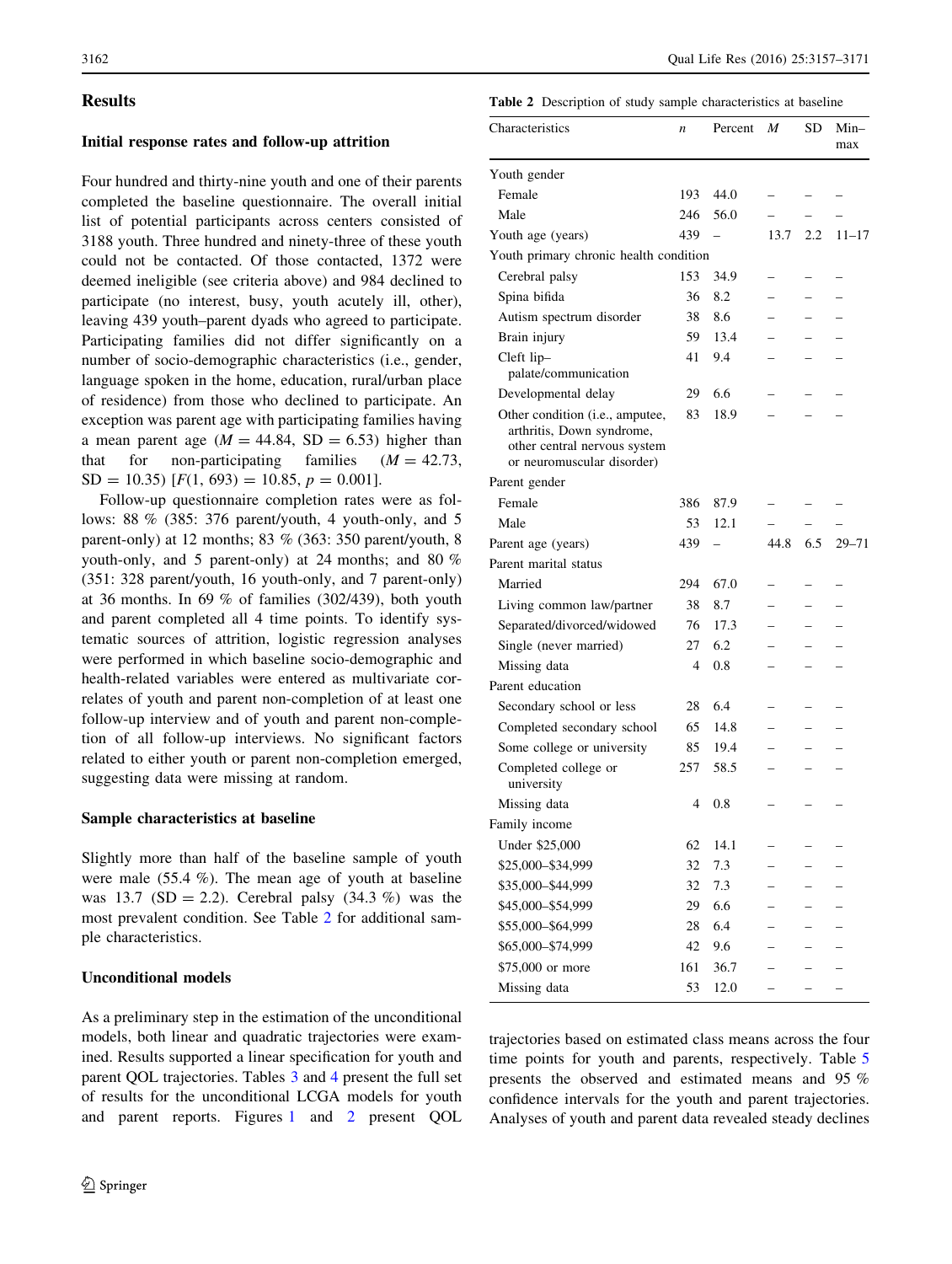## Results

### Initial response rates and follow-up attrition

Four hundred and thirty-nine youth and one of their parents completed the baseline questionnaire. The overall initial list of potential participants across centers consisted of 3188 youth. Three hundred and ninety-three of these youth could not be contacted. Of those contacted, 1372 were deemed ineligible (see criteria above) and 984 declined to participate (no interest, busy, youth acutely ill, other), leaving 439 youth–parent dyads who agreed to participate. Participating families did not differ significantly on a number of socio-demographic characteristics (i.e., gender, language spoken in the home, education, rural/urban place of residence) from those who declined to participate. An exception was parent age with participating families having a mean parent age ($M = 44.84$, $SD = 6.53$) higher than that for non-participating families ($M = 42.73$, $SD = 10.35$) [$F(1, 693) = 10.85$, $p = 0.001$].

Follow-up questionnaire completion rates were as follows: 88 % (385: 376 parent/youth, 4 youth-only, and 5 parent-only) at 12 months; 83 % (363: 350 parent/youth, 8 youth-only, and 5 parent-only) at 24 months; and 80 % (351: 328 parent/youth, 16 youth-only, and 7 parent-only) at 36 months. In 69 % of families (302/439), both youth and parent completed all 4 time points. To identify systematic sources of attrition, logistic regression analyses were performed in which baseline socio-demographic and health-related variables were entered as multivariate correlates of youth and parent non-completion of at least one follow-up interview and of youth and parent non-completion of all follow-up interviews. No significant factors related to either youth or parent non-completion emerged, suggesting data were missing at random.

### Sample characteristics at baseline

Slightly more than half of the baseline sample of youth were male (55.4 %). The mean age of youth at baseline was 13.7 ($SD = 2.2$). Cerebral palsy (34.3 %) was the most prevalent condition. See Table 2 for additional sample characteristics.

**Table 2** Description of study sample characteristics at baseline

| Characteristics | *n* | Percent | *M* | SD | Min–max |
|---|---|---|---|---|---|
| Youth gender | | | | | |
| Female | 193 | 44.0 | – | – | – |
| Male | 246 | 56.0 | – | – | – |
| Youth age (years) | 439 | – | 13.7 | 2.2 | 11–17 |
| Youth primary chronic health condition | | | | | |
| Cerebral palsy | 153 | 34.9 | – | – | – |
| Spina bifida | 36 | 8.2 | – | – | – |
| Autism spectrum disorder | 38 | 8.6 | – | – | – |
| Brain injury | 59 | 13.4 | – | – | – |
| Cleft lip–palate/communication | 41 | 9.4 | – | – | – |
| Developmental delay | 29 | 6.6 | – | – | – |
| Other condition (i.e., amputee, arthritis, Down syndrome, other central nervous system or neuromuscular disorder) | 83 | 18.9 | – | – | – |
| Parent gender | | | | | |
| Female | 386 | 87.9 | – | – | – |
| Male | 53 | 12.1 | – | – | – |
| Parent age (years) | 439 | – | 44.8 | 6.5 | 29–71 |
| Parent marital status | | | | | |
| Married | 294 | 67.0 | – | – | – |
| Living common law/partner | 38 | 8.7 | – | – | – |
| Separated/divorced/widowed | 76 | 17.3 | – | – | – |
| Single (never married) | 27 | 6.2 | – | – | – |
| Missing data | 4 | 0.8 | – | – | – |
| Parent education | | | | | |
| Secondary school or less | 28 | 6.4 | – | – | – |
| Completed secondary school | 65 | 14.8 | – | – | – |
| Some college or university | 85 | 19.4 | – | – | – |
| Completed college or university | 257 | 58.5 | – | – | – |
| Missing data | 4 | 0.8 | – | – | – |
| Family income | | | | | |
| Under $25,000 | 62 | 14.1 | – | – | – |
| $25,000–$34,999 | 32 | 7.3 | – | – | – |
| $35,000–$44,999 | 32 | 7.3 | – | – | – |
| $45,000–$54,999 | 29 | 6.6 | – | – | – |
| $55,000–$64,999 | 28 | 6.4 | – | – | – |
| $65,000–$74,999 | 42 | 9.6 | – | – | – |
| $75,000 or more | 161 | 36.7 | – | – | – |
| Missing data | 53 | 12.0 | – | – | – |

### Unconditional models

As a preliminary step in the estimation of the unconditional models, both linear and quadratic trajectories were examined. Results supported a linear specification for youth and parent QOL trajectories. Tables 3 and 4 present the full set of results for the unconditional LCGA models for youth and parent reports. Figures 1 and 2 present QOL trajectories based on estimated class means across the four time points for youth and parents, respectively. Table 5 presents the observed and estimated means and 95 % confidence intervals for the youth and parent trajectories. Analyses of youth and parent data revealed steady declines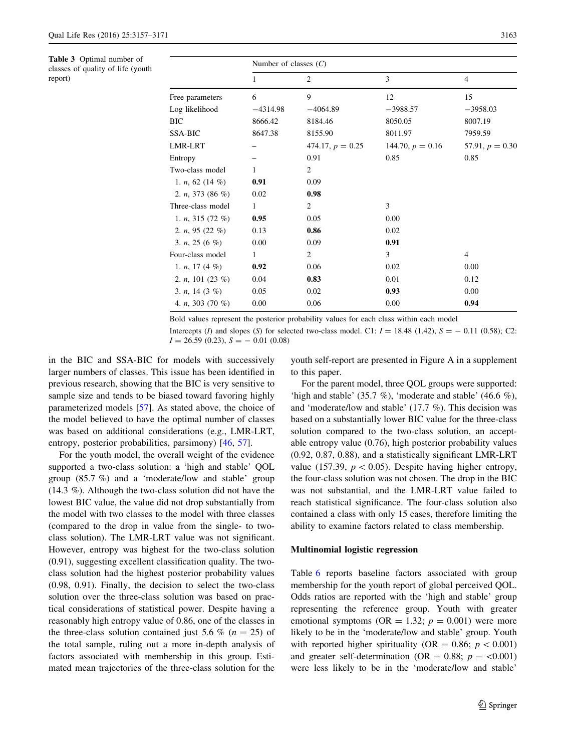**Table 3** Optimal number of classes of quality of life (youth report)

| | Number of classes ($C$) | | | |
|---|---|---|---|---|
| | 1 | 2 | 3 | 4 |
| Free parameters | 6 | 9 | 12 | 15 |
| Log likelihood | −4314.98 | −4064.89 | −3988.57 | −3958.03 |
| BIC | 8666.42 | 8184.46 | 8050.05 | 8007.19 |
| SSA-BIC | 8647.38 | 8155.90 | 8011.97 | 7959.59 |
| LMR-LRT | – | 474.17, $p = 0.25$ | 144.70, $p = 0.16$ | 57.91, $p = 0.30$ |
| Entropy | – | 0.91 | 0.85 | 0.85 |
| Two-class model | 1 | 2 | | |
| 1. $n$, 62 (14 %) | **0.91** | 0.09 | | |
| 2. $n$, 373 (86 %) | 0.02 | **0.98** | | |
| Three-class model | 1 | 2 | 3 | |
| 1. $n$, 315 (72 %) | **0.95** | 0.05 | 0.00 | |
| 2. $n$, 95 (22 %) | 0.13 | **0.86** | 0.02 | |
| 3. $n$, 25 (6 %) | 0.00 | 0.09 | **0.91** | |
| Four-class model | 1 | 2 | 3 | 4 |
| 1. $n$, 17 (4 %) | **0.92** | 0.06 | 0.02 | 0.00 |
| 2. $n$, 101 (23 %) | 0.04 | **0.83** | 0.01 | 0.12 |
| 3. $n$, 14 (3 %) | 0.05 | 0.02 | **0.93** | 0.00 |
| 4. $n$, 303 (70 %) | 0.00 | 0.06 | 0.00 | **0.94** |

Bold values represent the posterior probability values for each class within each model

Intercepts ($I$) and slopes ($S$) for selected two-class model. C1: $I = 18.48$ (1.42), $S = -0.11$ (0.58); C2: $I = 26.59$ (0.23), $S = -0.01$ (0.08)

in the BIC and SSA-BIC for models with successively larger numbers of classes. This issue has been identified in previous research, showing that the BIC is very sensitive to sample size and tends to be biased toward favoring highly parameterized models [57]. As stated above, the choice of the model believed to have the optimal number of classes was based on additional considerations (e.g., LMR-LRT, entropy, posterior probabilities, parsimony) [46, 57].

For the youth model, the overall weight of the evidence supported a two-class solution: a 'high and stable' QOL group (85.7 %) and a 'moderate/low and stable' group (14.3 %). Although the two-class solution did not have the lowest BIC value, the value did not drop substantially from the model with two classes to the model with three classes (compared to the drop in value from the single- to two-class solution). The LMR-LRT value was not significant. However, entropy was highest for the two-class solution (0.91), suggesting excellent classification quality. The two-class solution had the highest posterior probability values (0.98, 0.91). Finally, the decision to select the two-class solution over the three-class solution was based on practical considerations of statistical power. Despite having a reasonably high entropy value of 0.86, one of the classes in the three-class solution contained just 5.6 % ($n = 25$) of the total sample, ruling out a more in-depth analysis of factors associated with membership in this group. Estimated mean trajectories of the three-class solution for the youth self-report are presented in Figure A in a supplement to this paper.

For the parent model, three QOL groups were supported: 'high and stable' (35.7 %), 'moderate and stable' (46.6 %), and 'moderate/low and stable' (17.7 %). This decision was based on a substantially lower BIC value for the three-class solution compared to the two-class solution, an acceptable entropy value (0.76), high posterior probability values (0.92, 0.87, 0.88), and a statistically significant LMR-LRT value (157.39, $p < 0.05$). Despite having higher entropy, the four-class solution was not chosen. The drop in the BIC was not substantial, and the LMR-LRT value failed to reach statistical significance. The four-class solution also contained a class with only 15 cases, therefore limiting the ability to examine factors related to class membership.

### Multinomial logistic regression

Table 6 reports baseline factors associated with group membership for the youth report of global perceived QOL. Odds ratios are reported with the 'high and stable' group representing the reference group. Youth with greater emotional symptoms (OR = 1.32; $p = 0.001$) were more likely to be in the 'moderate/low and stable' group. Youth with reported higher spirituality (OR = 0.86; $p < 0.001$) and greater self-determination (OR = 0.88; $p = <0.001$) were less likely to be in the 'moderate/low and stable'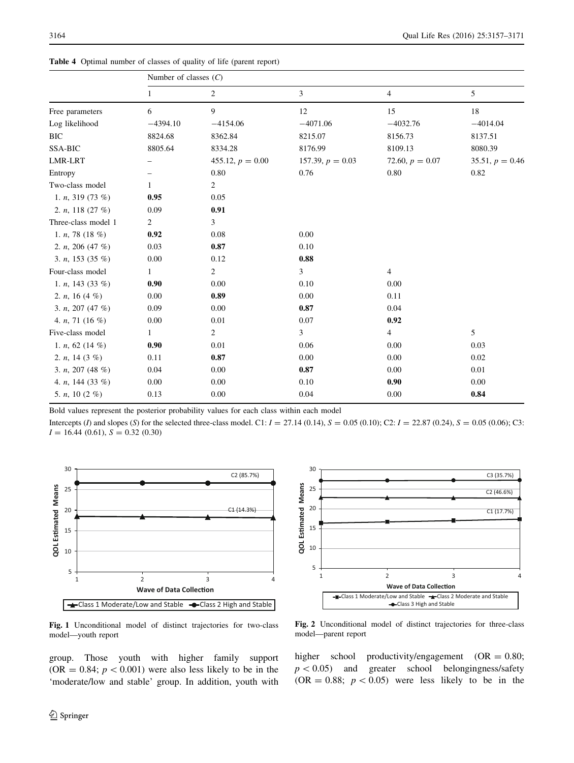**Table 4** Optimal number of classes of quality of life (parent report)

| | Number of classes ($C$) | | | | |
|---|---|---|---|---|---|
| | 1 | 2 | 3 | 4 | 5 |
| Free parameters | 6 | 9 | 12 | 15 | 18 |
| Log likelihood | −4394.10 | −4154.06 | −4071.06 | −4032.76 | −4014.04 |
| BIC | 8824.68 | 8362.84 | 8215.07 | 8156.73 | 8137.51 |
| SSA-BIC | 8805.64 | 8334.28 | 8176.99 | 8109.13 | 8080.39 |
| LMR-LRT | – | 455.12, $p = 0.00$ | 157.39, $p = 0.03$ | 72.60, $p = 0.07$ | 35.51, $p = 0.46$ |
| Entropy | – | 0.80 | 0.76 | 0.80 | 0.82 |
| Two-class model | 1 | 2 | | | |
| 1. $n$, 319 (73 %) | **0.95** | 0.05 | | | |
| 2. $n$, 118 (27 %) | 0.09 | **0.91** | | | |
| Three-class model 1 | 2 | 3 | | | |
| 1. $n$, 78 (18 %) | **0.92** | 0.08 | 0.00 | | |
| 2. $n$, 206 (47 %) | 0.03 | **0.87** | 0.10 | | |
| 3. $n$, 153 (35 %) | 0.00 | 0.12 | **0.88** | | |
| Four-class model | 1 | 2 | 3 | 4 | |
| 1. $n$, 143 (33 %) | **0.90** | 0.00 | 0.10 | 0.00 | |
| 2. $n$, 16 (4 %) | 0.00 | **0.89** | 0.00 | 0.11 | |
| 3. $n$, 207 (47 %) | 0.09 | 0.00 | **0.87** | 0.04 | |
| 4. $n$, 71 (16 %) | 0.00 | 0.01 | 0.07 | **0.92** | |
| Five-class model | 1 | 2 | 3 | 4 | 5 |
| 1. $n$, 62 (14 %) | **0.90** | 0.01 | 0.06 | 0.00 | 0.03 |
| 2. $n$, 14 (3 %) | 0.11 | **0.87** | 0.00 | 0.00 | 0.02 |
| 3. $n$, 207 (48 %) | 0.04 | 0.00 | **0.87** | 0.00 | 0.01 |
| 4. $n$, 144 (33 %) | 0.00 | 0.00 | 0.10 | **0.90** | 0.00 |
| 5. $n$, 10 (2 %) | 0.13 | 0.00 | 0.04 | 0.00 | **0.84** |

Bold values represent the posterior probability values for each class within each model

Intercepts ($I$) and slopes ($S$) for the selected three-class model. C1: $I = 27.14$ (0.14), $S = 0.05$ (0.10); C2: $I = 22.87$ (0.24), $S = 0.05$ (0.06); C3: $I = 16.44$ (0.61), $S = 0.32$ (0.30)

**Fig. 1** Unconditional model of distinct trajectories for two-class model—youth report

**Fig. 2** Unconditional model of distinct trajectories for three-class model—parent report

group. Those youth with higher family support (OR = 0.84; $p < 0.001$) were also less likely to be in the 'moderate/low and stable' group. In addition, youth with higher school productivity/engagement (OR = 0.80; $p < 0.05$) and greater school belongingness/safety (OR = 0.88; $p < 0.05$) were less likely to be in the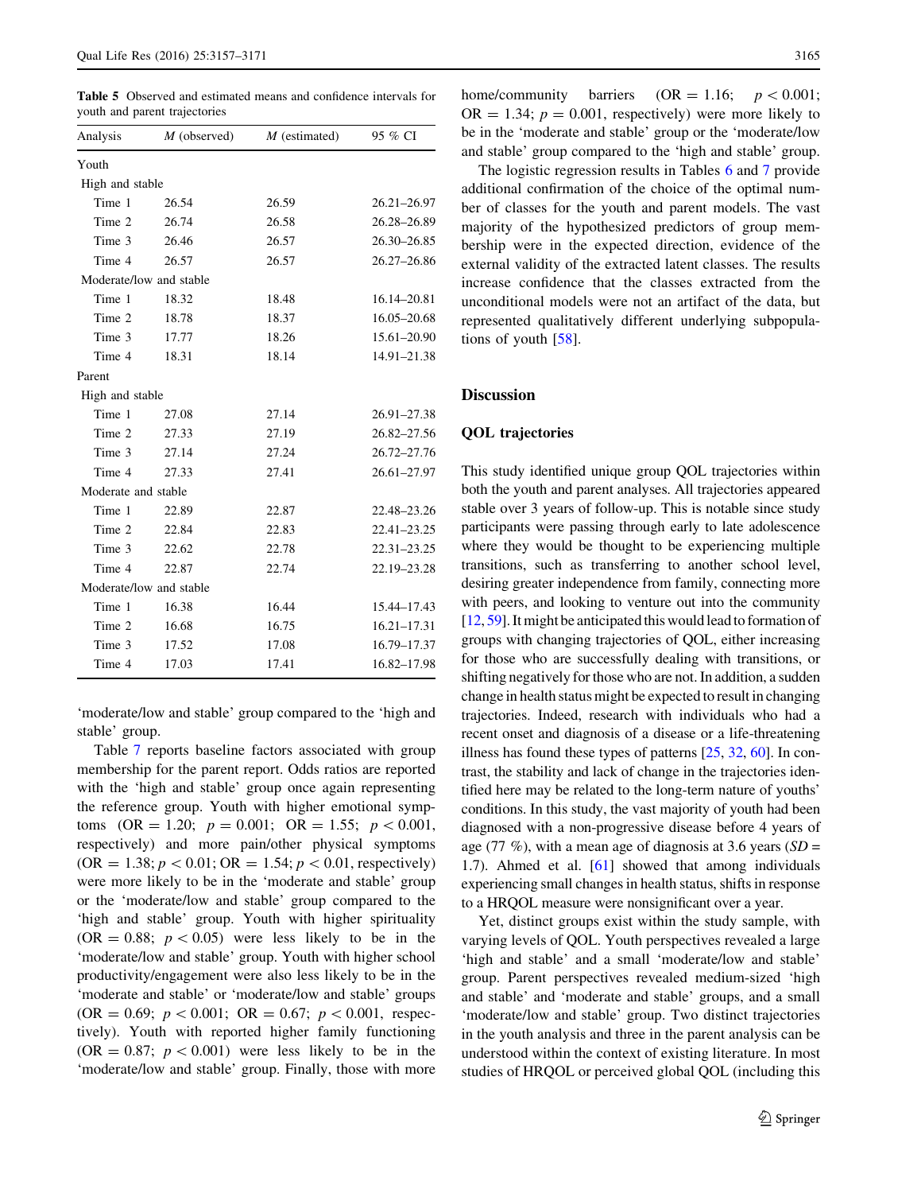Table 5 Observed and estimated means and confidence intervals for youth and parent trajectories

| Analysis | M (observed) | M (estimated) | 95 % CI |
|---|---|---|---|
| Youth | | | |
| High and stable | | | |
| Time 1 | 26.54 | 26.59 | 26.21–26.97 |
| Time 2 | 26.74 | 26.58 | 26.28–26.89 |
| Time 3 | 26.46 | 26.57 | 26.30–26.85 |
| Time 4 | 26.57 | 26.57 | 26.27–26.86 |
| Moderate/low and stable | | | |
| Time 1 | 18.32 | 18.48 | 16.14–20.81 |
| Time 2 | 18.78 | 18.37 | 16.05–20.68 |
| Time 3 | 17.77 | 18.26 | 15.61–20.90 |
| Time 4 | 18.31 | 18.14 | 14.91–21.38 |
| Parent | | | |
| High and stable | | | |
| Time 1 | 27.08 | 27.14 | 26.91–27.38 |
| Time 2 | 27.33 | 27.19 | 26.82–27.56 |
| Time 3 | 27.14 | 27.24 | 26.72–27.76 |
| Time 4 | 27.33 | 27.41 | 26.61–27.97 |
| Moderate and stable | | | |
| Time 1 | 22.89 | 22.87 | 22.48–23.26 |
| Time 2 | 22.84 | 22.83 | 22.41–23.25 |
| Time 3 | 22.62 | 22.78 | 22.31–23.25 |
| Time 4 | 22.87 | 22.74 | 22.19–23.28 |
| Moderate/low and stable | | | |
| Time 1 | 16.38 | 16.44 | 15.44–17.43 |
| Time 2 | 16.68 | 16.75 | 16.21–17.31 |
| Time 3 | 17.52 | 17.08 | 16.79–17.37 |
| Time 4 | 17.03 | 17.41 | 16.82–17.98 |

'moderate/low and stable' group compared to the 'high and stable' group.

Table 7 reports baseline factors associated with group membership for the parent report. Odds ratios are reported with the 'high and stable' group once again representing the reference group. Youth with higher emotional symptoms (OR = 1.20; $p = 0.001$; OR = 1.55; $p < 0.001$, respectively) and more pain/other physical symptoms (OR = 1.38; $p < 0.01$; OR = 1.54; $p < 0.01$, respectively) were more likely to be in the 'moderate and stable' group or the 'moderate/low and stable' group compared to the 'high and stable' group. Youth with higher spirituality (OR = 0.88; $p < 0.05$) were less likely to be in the 'moderate/low and stable' group. Youth with higher school productivity/engagement were also less likely to be in the 'moderate and stable' or 'moderate/low and stable' groups (OR = 0.69; $p < 0.001$; OR = 0.67; $p < 0.001$, respectively). Youth with reported higher family functioning (OR = 0.87; $p < 0.001$) were less likely to be in the 'moderate/low and stable' group. Finally, those with more home/community barriers (OR = 1.16; $p < 0.001$; OR = 1.34; $p = 0.001$, respectively) were more likely to be in the 'moderate and stable' group or the 'moderate/low and stable' group compared to the 'high and stable' group.

The logistic regression results in Tables 6 and 7 provide additional confirmation of the choice of the optimal number of classes for the youth and parent models. The vast majority of the hypothesized predictors of group membership were in the expected direction, evidence of the external validity of the extracted latent classes. The results increase confidence that the classes extracted from the unconditional models were not an artifact of the data, but represented qualitatively different underlying subpopulations of youth [58].

## Discussion

### QOL trajectories

This study identified unique group QOL trajectories within both the youth and parent analyses. All trajectories appeared stable over 3 years of follow-up. This is notable since study participants were passing through early to late adolescence where they would be thought to be experiencing multiple transitions, such as transferring to another school level, desiring greater independence from family, connecting more with peers, and looking to venture out into the community [12, 59]. It might be anticipated this would lead to formation of groups with changing trajectories of QOL, either increasing for those who are successfully dealing with transitions, or shifting negatively for those who are not. In addition, a sudden change in health status might be expected to result in changing trajectories. Indeed, research with individuals who had a recent onset and diagnosis of a disease or a life-threatening illness has found these types of patterns [25, 32, 60]. In contrast, the stability and lack of change in the trajectories identified here may be related to the long-term nature of youths' conditions. In this study, the vast majority of youth had been diagnosed with a non-progressive disease before 4 years of age (77 %), with a mean age of diagnosis at 3.6 years (SD = 1.7). Ahmed et al. [61] showed that among individuals experiencing small changes in health status, shifts in response to a HRQOL measure were nonsignificant over a year.

Yet, distinct groups exist within the study sample, with varying levels of QOL. Youth perspectives revealed a large 'high and stable' and a small 'moderate/low and stable' group. Parent perspectives revealed medium-sized 'high and stable' and 'moderate and stable' groups, and a small 'moderate/low and stable' group. Two distinct trajectories in the youth analysis and three in the parent analysis can be understood within the context of existing literature. In most studies of HRQOL or perceived global QOL (including this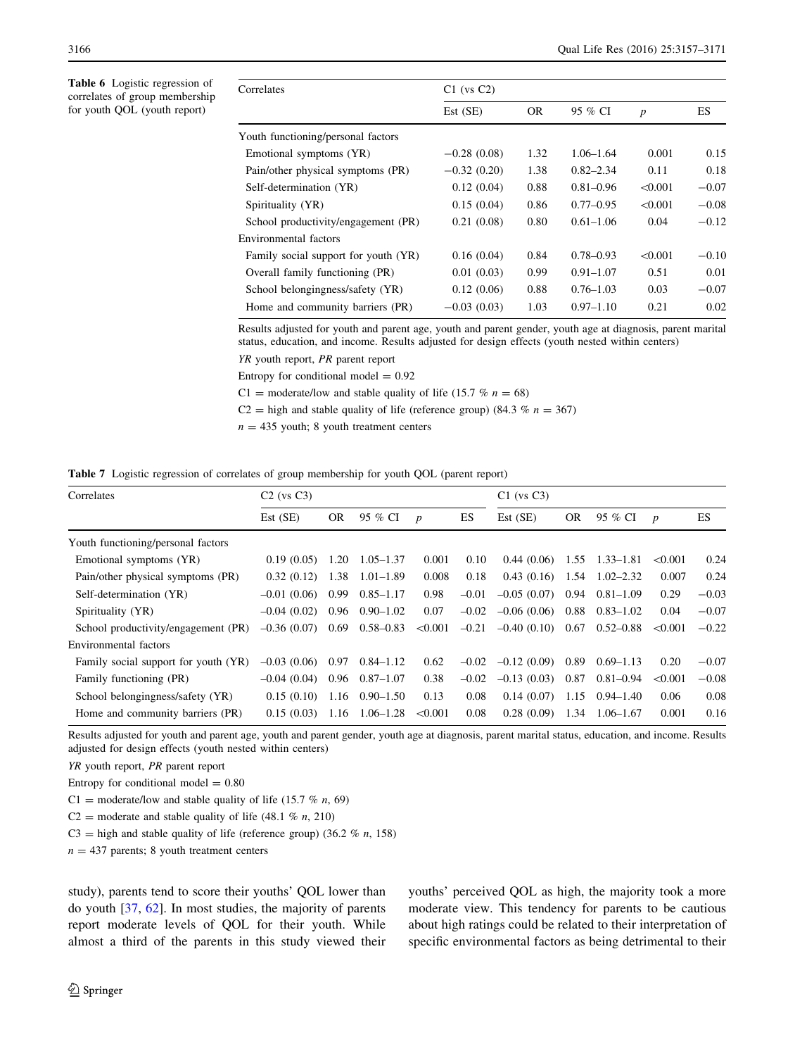**Table 6** Logistic regression of correlates of group membership for youth QOL (youth report)

| Correlates | C1 (vs C2) | | | | |
|---|---|---|---|---|---|
| | Est (SE) | OR | 95 % CI | $p$ | ES |
| Youth functioning/personal factors | | | | | |
| Emotional symptoms (YR) | −0.28 (0.08) | 1.32 | 1.06–1.64 | 0.001 | 0.15 |
| Pain/other physical symptoms (PR) | −0.32 (0.20) | 1.38 | 0.82–2.34 | 0.11 | 0.18 |
| Self-determination (YR) | 0.12 (0.04) | 0.88 | 0.81–0.96 | <0.001 | −0.07 |
| Spirituality (YR) | 0.15 (0.04) | 0.86 | 0.77–0.95 | <0.001 | −0.08 |
| School productivity/engagement (PR) | 0.21 (0.08) | 0.80 | 0.61–1.06 | 0.04 | −0.12 |
| Environmental factors | | | | | |
| Family social support for youth (YR) | 0.16 (0.04) | 0.84 | 0.78–0.93 | <0.001 | −0.10 |
| Overall family functioning (PR) | 0.01 (0.03) | 0.99 | 0.91–1.07 | 0.51 | 0.01 |
| School belongingness/safety (YR) | 0.12 (0.06) | 0.88 | 0.76–1.03 | 0.03 | −0.07 |
| Home and community barriers (PR) | −0.03 (0.03) | 1.03 | 0.97–1.10 | 0.21 | 0.02 |

Results adjusted for youth and parent age, youth and parent gender, youth age at diagnosis, parent marital status, education, and income. Results adjusted for design effects (youth nested within centers)

*YR* youth report, *PR* parent report

Entropy for conditional model = 0.92

C1 = moderate/low and stable quality of life (15.7 % $n$ = 68)

C2 = high and stable quality of life (reference group) (84.3 % $n$ = 367)

$n$ = 435 youth; 8 youth treatment centers

**Table 7** Logistic regression of correlates of group membership for youth QOL (parent report)

| Correlates | C2 (vs C3) | | | | | C1 (vs C3) | | | | |
|---|---|---|---|---|---|---|---|---|---|---|
| | Est (SE) | OR | 95 % CI | $p$ | ES | Est (SE) | OR | 95 % CI | $p$ | ES |
| Youth functioning/personal factors | | | | | | | | | | |
| Emotional symptoms (YR) | 0.19 (0.05) | 1.20 | 1.05–1.37 | 0.001 | 0.10 | 0.44 (0.06) | 1.55 | 1.33–1.81 | <0.001 | 0.24 |
| Pain/other physical symptoms (PR) | 0.32 (0.12) | 1.38 | 1.01–1.89 | 0.008 | 0.18 | 0.43 (0.16) | 1.54 | 1.02–2.32 | 0.007 | 0.24 |
| Self-determination (YR) | –0.01 (0.06) | 0.99 | 0.85–1.17 | 0.98 | –0.01 | –0.05 (0.07) | 0.94 | 0.81–1.09 | 0.29 | –0.03 |
| Spirituality (YR) | –0.04 (0.02) | 0.96 | 0.90–1.02 | 0.07 | –0.02 | –0.06 (0.06) | 0.88 | 0.83–1.02 | 0.04 | –0.07 |
| School productivity/engagement (PR) | –0.36 (0.07) | 0.69 | 0.58–0.83 | <0.001 | –0.21 | –0.40 (0.10) | 0.67 | 0.52–0.88 | <0.001 | –0.22 |
| Environmental factors | | | | | | | | | | |
| Family social support for youth (YR) | –0.03 (0.06) | 0.97 | 0.84–1.12 | 0.62 | –0.02 | –0.12 (0.09) | 0.89 | 0.69–1.13 | 0.20 | –0.07 |
| Family functioning (PR) | –0.04 (0.04) | 0.96 | 0.87–1.07 | 0.38 | –0.02 | –0.13 (0.03) | 0.87 | 0.81–0.94 | <0.001 | –0.08 |
| School belongingness/safety (YR) | 0.15 (0.10) | 1.16 | 0.90–1.50 | 0.13 | 0.08 | 0.14 (0.07) | 1.15 | 0.94–1.40 | 0.06 | 0.08 |
| Home and community barriers (PR) | 0.15 (0.03) | 1.16 | 1.06–1.28 | <0.001 | 0.08 | 0.28 (0.09) | 1.34 | 1.06–1.67 | 0.001 | 0.16 |

Results adjusted for youth and parent age, youth and parent gender, youth age at diagnosis, parent marital status, education, and income. Results adjusted for design effects (youth nested within centers)

*YR* youth report, *PR* parent report

Entropy for conditional model = 0.80

C1 = moderate/low and stable quality of life (15.7 % $n$, 69)

C2 = moderate and stable quality of life (48.1 % $n$, 210)

C3 = high and stable quality of life (reference group) (36.2 % $n$, 158)

$n$ = 437 parents; 8 youth treatment centers

study), parents tend to score their youths' QOL lower than do youth [37, 62]. In most studies, the majority of parents report moderate levels of QOL for their youth. While almost a third of the parents in this study viewed their youths' perceived QOL as high, the majority took a more moderate view. This tendency for parents to be cautious about high ratings could be related to their interpretation of specific environmental factors as being detrimental to their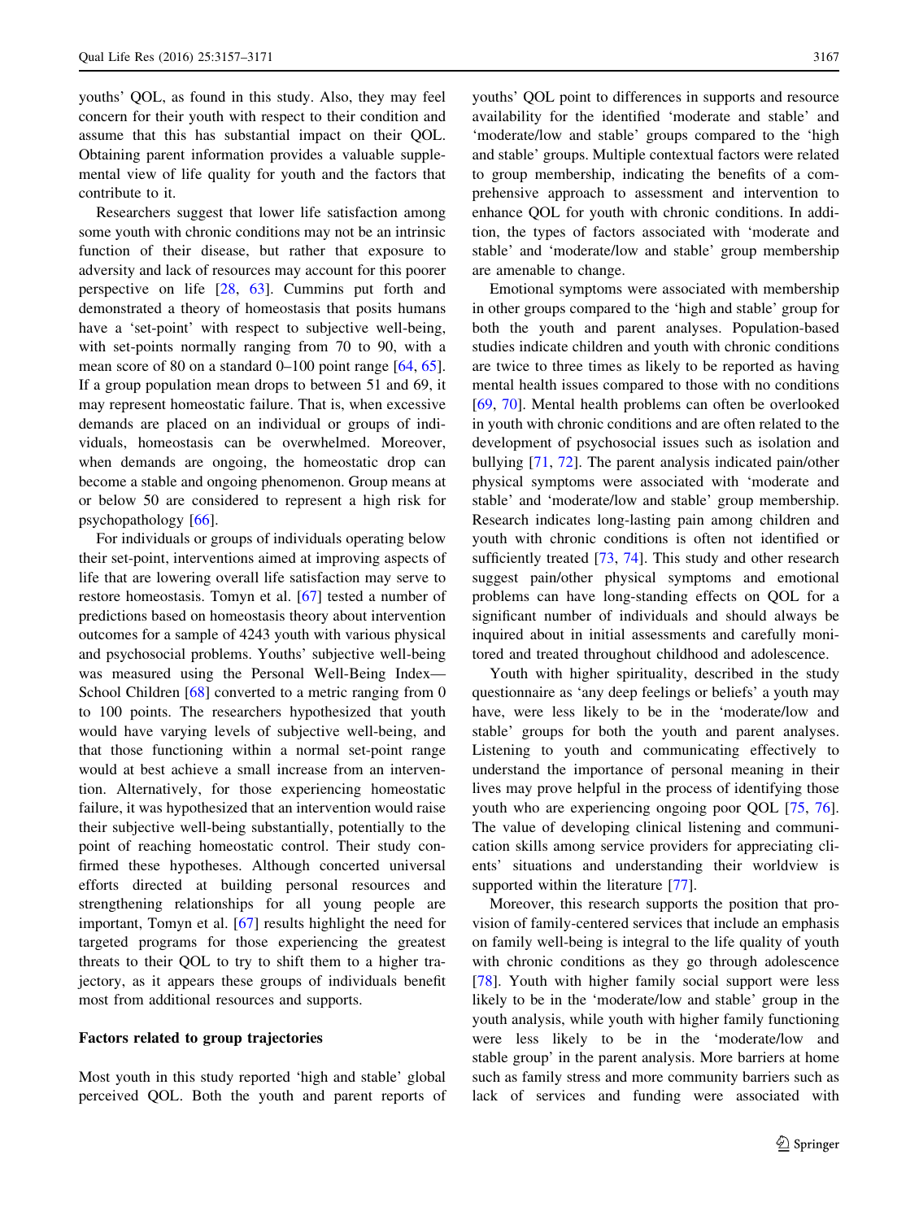youths' QOL, as found in this study. Also, they may feel concern for their youth with respect to their condition and assume that this has substantial impact on their QOL. Obtaining parent information provides a valuable supplemental view of life quality for youth and the factors that contribute to it.

Researchers suggest that lower life satisfaction among some youth with chronic conditions may not be an intrinsic function of their disease, but rather that exposure to adversity and lack of resources may account for this poorer perspective on life [28, 63]. Cummins put forth and demonstrated a theory of homeostasis that posits humans have a 'set-point' with respect to subjective well-being, with set-points normally ranging from 70 to 90, with a mean score of 80 on a standard 0–100 point range [64, 65]. If a group population mean drops to between 51 and 69, it may represent homeostatic failure. That is, when excessive demands are placed on an individual or groups of individuals, homeostasis can be overwhelmed. Moreover, when demands are ongoing, the homeostatic drop can become a stable and ongoing phenomenon. Group means at or below 50 are considered to represent a high risk for psychopathology [66].

For individuals or groups of individuals operating below their set-point, interventions aimed at improving aspects of life that are lowering overall life satisfaction may serve to restore homeostasis. Tomyn et al. [67] tested a number of predictions based on homeostasis theory about intervention outcomes for a sample of 4243 youth with various physical and psychosocial problems. Youths' subjective well-being was measured using the Personal Well-Being Index—School Children [68] converted to a metric ranging from 0 to 100 points. The researchers hypothesized that youth would have varying levels of subjective well-being, and that those functioning within a normal set-point range would at best achieve a small increase from an intervention. Alternatively, for those experiencing homeostatic failure, it was hypothesized that an intervention would raise their subjective well-being substantially, potentially to the point of reaching homeostatic control. Their study confirmed these hypotheses. Although concerted universal efforts directed at building personal resources and strengthening relationships for all young people are important, Tomyn et al. [67] results highlight the need for targeted programs for those experiencing the greatest threats to their QOL to try to shift them to a higher trajectory, as it appears these groups of individuals benefit most from additional resources and supports.

### Factors related to group trajectories

Most youth in this study reported 'high and stable' global perceived QOL. Both the youth and parent reports of youths' QOL point to differences in supports and resource availability for the identified 'moderate and stable' and 'moderate/low and stable' groups compared to the 'high and stable' groups. Multiple contextual factors were related to group membership, indicating the benefits of a comprehensive approach to assessment and intervention to enhance QOL for youth with chronic conditions. In addition, the types of factors associated with 'moderate and stable' and 'moderate/low and stable' group membership are amenable to change.

Emotional symptoms were associated with membership in other groups compared to the 'high and stable' group for both the youth and parent analyses. Population-based studies indicate children and youth with chronic conditions are twice to three times as likely to be reported as having mental health issues compared to those with no conditions [69, 70]. Mental health problems can often be overlooked in youth with chronic conditions and are often related to the development of psychosocial issues such as isolation and bullying [71, 72]. The parent analysis indicated pain/other physical symptoms were associated with 'moderate and stable' and 'moderate/low and stable' group membership. Research indicates long-lasting pain among children and youth with chronic conditions is often not identified or sufficiently treated [73, 74]. This study and other research suggest pain/other physical symptoms and emotional problems can have long-standing effects on QOL for a significant number of individuals and should always be inquired about in initial assessments and carefully monitored and treated throughout childhood and adolescence.

Youth with higher spirituality, described in the study questionnaire as 'any deep feelings or beliefs' a youth may have, were less likely to be in the 'moderate/low and stable' groups for both the youth and parent analyses. Listening to youth and communicating effectively to understand the importance of personal meaning in their lives may prove helpful in the process of identifying those youth who are experiencing ongoing poor QOL [75, 76]. The value of developing clinical listening and communication skills among service providers for appreciating clients' situations and understanding their worldview is supported within the literature [77].

Moreover, this research supports the position that provision of family-centered services that include an emphasis on family well-being is integral to the life quality of youth with chronic conditions as they go through adolescence [78]. Youth with higher family social support were less likely to be in the 'moderate/low and stable' group in the youth analysis, while youth with higher family functioning were less likely to be in the 'moderate/low and stable group' in the parent analysis. More barriers at home such as family stress and more community barriers such as lack of services and funding were associated with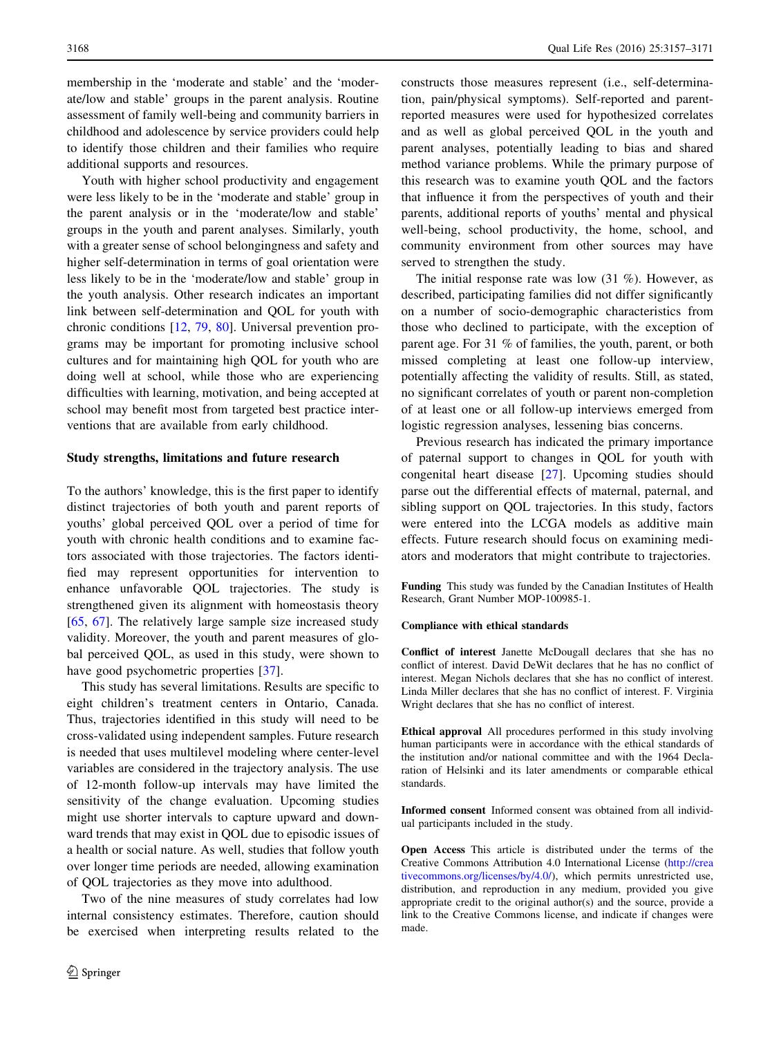membership in the 'moderate and stable' and the 'moderate/low and stable' groups in the parent analysis. Routine assessment of family well-being and community barriers in childhood and adolescence by service providers could help to identify those children and their families who require additional supports and resources.

Youth with higher school productivity and engagement were less likely to be in the 'moderate and stable' group in the parent analysis or in the 'moderate/low and stable' groups in the youth and parent analyses. Similarly, youth with a greater sense of school belongingness and safety and higher self-determination in terms of goal orientation were less likely to be in the 'moderate/low and stable' group in the youth analysis. Other research indicates an important link between self-determination and QOL for youth with chronic conditions [12, 79, 80]. Universal prevention programs may be important for promoting inclusive school cultures and for maintaining high QOL for youth who are doing well at school, while those who are experiencing difficulties with learning, motivation, and being accepted at school may benefit most from targeted best practice interventions that are available from early childhood.

## Study strengths, limitations and future research

To the authors' knowledge, this is the first paper to identify distinct trajectories of both youth and parent reports of youths' global perceived QOL over a period of time for youth with chronic health conditions and to examine factors associated with those trajectories. The factors identified may represent opportunities for intervention to enhance unfavorable QOL trajectories. The study is strengthened given its alignment with homeostasis theory [65, 67]. The relatively large sample size increased study validity. Moreover, the youth and parent measures of global perceived QOL, as used in this study, were shown to have good psychometric properties [37].

This study has several limitations. Results are specific to eight children's treatment centers in Ontario, Canada. Thus, trajectories identified in this study will need to be cross-validated using independent samples. Future research is needed that uses multilevel modeling where center-level variables are considered in the trajectory analysis. The use of 12-month follow-up intervals may have limited the sensitivity of the change evaluation. Upcoming studies might use shorter intervals to capture upward and downward trends that may exist in QOL due to episodic issues of a health or social nature. As well, studies that follow youth over longer time periods are needed, allowing examination of QOL trajectories as they move into adulthood.

Two of the nine measures of study correlates had low internal consistency estimates. Therefore, caution should be exercised when interpreting results related to the constructs those measures represent (i.e., self-determination, pain/physical symptoms). Self-reported and parent-reported measures were used for hypothesized correlates and as well as global perceived QOL in the youth and parent analyses, potentially leading to bias and shared method variance problems. While the primary purpose of this research was to examine youth QOL and the factors that influence it from the perspectives of youth and their parents, additional reports of youths' mental and physical well-being, school productivity, the home, school, and community environment from other sources may have served to strengthen the study.

The initial response rate was low (31 %). However, as described, participating families did not differ significantly on a number of socio-demographic characteristics from those who declined to participate, with the exception of parent age. For 31 % of families, the youth, parent, or both missed completing at least one follow-up interview, potentially affecting the validity of results. Still, as stated, no significant correlates of youth or parent non-completion of at least one or all follow-up interviews emerged from logistic regression analyses, lessening bias concerns.

Previous research has indicated the primary importance of paternal support to changes in QOL for youth with congenital heart disease [27]. Upcoming studies should parse out the differential effects of maternal, paternal, and sibling support on QOL trajectories. In this study, factors were entered into the LCGA models as additive main effects. Future research should focus on examining mediators and moderators that might contribute to trajectories.

**Funding** This study was funded by the Canadian Institutes of Health Research, Grant Number MOP-100985-1.

**Compliance with ethical standards**

**Conflict of interest** Janette McDougall declares that she has no conflict of interest. David DeWit declares that he has no conflict of interest. Megan Nichols declares that she has no conflict of interest. Linda Miller declares that she has no conflict of interest. F. Virginia Wright declares that she has no conflict of interest.

**Ethical approval** All procedures performed in this study involving human participants were in accordance with the ethical standards of the institution and/or national committee and with the 1964 Declaration of Helsinki and its later amendments or comparable ethical standards.

**Informed consent** Informed consent was obtained from all individual participants included in the study.

**Open Access** This article is distributed under the terms of the Creative Commons Attribution 4.0 International License (http://creativecommons.org/licenses/by/4.0/), which permits unrestricted use, distribution, and reproduction in any medium, provided you give appropriate credit to the original author(s) and the source, provide a link to the Creative Commons license, and indicate if changes were made.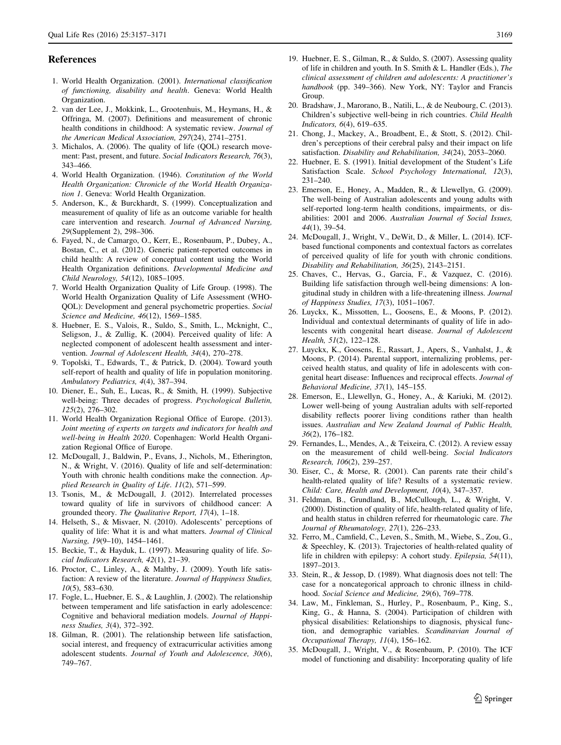## References

1. World Health Organization. (2001). *International classification of functioning, disability and health*. Geneva: World Health Organization.
2. van der Lee, J., Mokkink, L., Grootenhuis, M., Heymans, H., & Offringa, M. (2007). Definitions and measurement of chronic health conditions in childhood: A systematic review. *Journal of the American Medical Association, 297*(24), 2741–2751.
3. Michalos, A. (2006). The quality of life (QOL) research movement: Past, present, and future. *Social Indicators Research, 76*(3), 343–466.
4. World Health Organization. (1946). *Constitution of the World Health Organization: Chronicle of the World Health Organization 1*. Geneva: World Health Organization.
5. Anderson, K., & Burckhardt, S. (1999). Conceptualization and measurement of quality of life as an outcome variable for health care intervention and research. *Journal of Advanced Nursing, 29*(Supplement 2), 298–306.
6. Fayed, N., de Camargo, O., Kerr, E., Rosenbaum, P., Dubey, A., Bostan, C., et al. (2012). Generic patient-reported outcomes in child health: A review of conceptual content using the World Health Organization definitions. *Developmental Medicine and Child Neurology, 54*(12), 1085–1095.
7. World Health Organization Quality of Life Group. (1998). The World Health Organization Quality of Life Assessment (WHO-QOL): Development and general psychometric properties. *Social Science and Medicine, 46*(12), 1569–1585.
8. Huebner, E. S., Valois, R., Suldo, S., Smith, L., Mcknight, C., Seligson, J., & Zullig, K. (2004). Perceived quality of life: A neglected component of adolescent health assessment and intervention. *Journal of Adolescent Health, 34*(4), 270–278.
9. Topolski, T., Edwards, T., & Patrick, D. (2004). Toward youth self-report of health and quality of life in population monitoring. *Ambulatory Pediatrics, 4*(4), 387–394.
10. Diener, E., Suh, E., Lucas, R., & Smith, H. (1999). Subjective well-being: Three decades of progress. *Psychological Bulletin, 125*(2), 276–302.
11. World Health Organization Regional Office of Europe. (2013). *Joint meeting of experts on targets and indicators for health and well-being in Health 2020*. Copenhagen: World Health Organization Regional Office of Europe.
12. McDougall, J., Baldwin, P., Evans, J., Nichols, M., Etherington, N., & Wright, V. (2016). Quality of life and self-determination: Youth with chronic health conditions make the connection. *Applied Research in Quality of Life. 11*(2), 571–599.
13. Tsonis, M., & McDougall, J. (2012). Interrelated processes toward quality of life in survivors of childhood cancer: A grounded theory. *The Qualitative Report, 17*(4), 1–18.
14. Helseth, S., & Misvaer, N. (2010). Adolescents' perceptions of quality of life: What it is and what matters. *Journal of Clinical Nursing, 19*(9–10), 1454–1461.
15. Beckie, T., & Hayduk, L. (1997). Measuring quality of life. *Social Indicators Research, 42*(1), 21–39.
16. Proctor, C., Linley, A., & Maltby, J. (2009). Youth life satisfaction: A review of the literature. *Journal of Happiness Studies, 10*(5), 583–630.
17. Fogle, L., Huebner, E. S., & Laughlin, J. (2002). The relationship between temperament and life satisfaction in early adolescence: Cognitive and behavioral mediation models. *Journal of Happiness Studies, 3*(4), 372–392.
18. Gilman, R. (2001). The relationship between life satisfaction, social interest, and frequency of extracurricular activities among adolescent students. *Journal of Youth and Adolescence, 30*(6), 749–767.
19. Huebner, E. S., Gilman, R., & Suldo, S. (2007). Assessing quality of life in children and youth. In S. Smith & L. Handler (Eds.), *The clinical assessment of children and adolescents: A practitioner's handbook* (pp. 349–366). New York, NY: Taylor and Francis Group.
20. Bradshaw, J., Marorano, B., Natili, L., & de Neubourg, C. (2013). Children's subjective well-being in rich countries. *Child Health Indicators, 6*(4), 619–635.
21. Chong, J., Mackey, A., Broadbent, E., & Stott, S. (2012). Children's perceptions of their cerebral palsy and their impact on life satisfaction. *Disability and Rehabilitation, 34*(24), 2053–2060.
22. Huebner, E. S. (1991). Initial development of the Student's Life Satisfaction Scale. *School Psychology International, 12*(3), 231–240.
23. Emerson, E., Honey, A., Madden, R., & Llewellyn, G. (2009). The well-being of Australian adolescents and young adults with self-reported long-term health conditions, impairments, or disabilities: 2001 and 2006. *Australian Journal of Social Issues, 44*(1), 39–54.
24. McDougall, J., Wright, V., DeWit, D., & Miller, L. (2014). ICF-based functional components and contextual factors as correlates of perceived quality of life for youth with chronic conditions. *Disability and Rehabilitation, 36*(25), 2143–2151.
25. Chaves, C., Hervas, G., Garcia, F., & Vazquez, C. (2016). Building life satisfaction through well-being dimensions: A longitudinal study in children with a life-threatening illness. *Journal of Happiness Studies, 17*(3), 1051–1067.
26. Luyckx, K., Missotten, L., Goosens, E., & Moons, P. (2012). Individual and contextual determinants of quality of life in adolescents with congenital heart disease. *Journal of Adolescent Health, 51*(2), 122–128.
27. Luyckx, K., Goosens, E., Rassart, J., Apers, S., Vanhalst, J., & Moons, P. (2014). Parental support, internalizing problems, perceived health status, and quality of life in adolescents with congenital heart disease: Influences and reciprocal effects. *Journal of Behavioral Medicine, 37*(1), 145–155.
28. Emerson, E., Llewellyn, G., Honey, A., & Kariuki, M. (2012). Lower well-being of young Australian adults with self-reported disability reflects poorer living conditions rather than health issues. *Australian and New Zealand Journal of Public Health, 36*(2), 176–182.
29. Fernandes, L., Mendes, A., & Teixeira, C. (2012). A review essay on the measurement of child well-being. *Social Indicators Research, 106*(2), 239–257.
30. Eiser, C., & Morse, R. (2001). Can parents rate their child's health-related quality of life? Results of a systematic review. *Child: Care, Health and Development, 10*(4), 347–357.
31. Feldman, B., Grundland, B., McCullough, L., & Wright, V. (2000). Distinction of quality of life, health-related quality of life, and health status in children referred for rheumatologic care. *The Journal of Rheumatology, 27*(1), 226–233.
32. Ferro, M., Camfield, C., Leven, S., Smith, M., Wiebe, S., Zou, G., & Speechley, K. (2013). Trajectories of health-related quality of life in children with epilepsy: A cohort study. *Epilepsia, 54*(11), 1897–2013.
33. Stein, R., & Jessop, D. (1989). What diagnosis does not tell: The case for a noncategorical approach to chronic illness in childhood. *Social Science and Medicine, 29*(6), 769–778.
34. Law, M., Finkleman, S., Hurley, P., Rosenbaum, P., King, S., King, G., & Hanna, S. (2004). Participation of children with physical disabilities: Relationships to diagnosis, physical function, and demographic variables. *Scandinavian Journal of Occupational Therapy, 11*(4), 156–162.
35. McDougall, J., Wright, V., & Rosenbaum, P. (2010). The ICF model of functioning and disability: Incorporating quality of life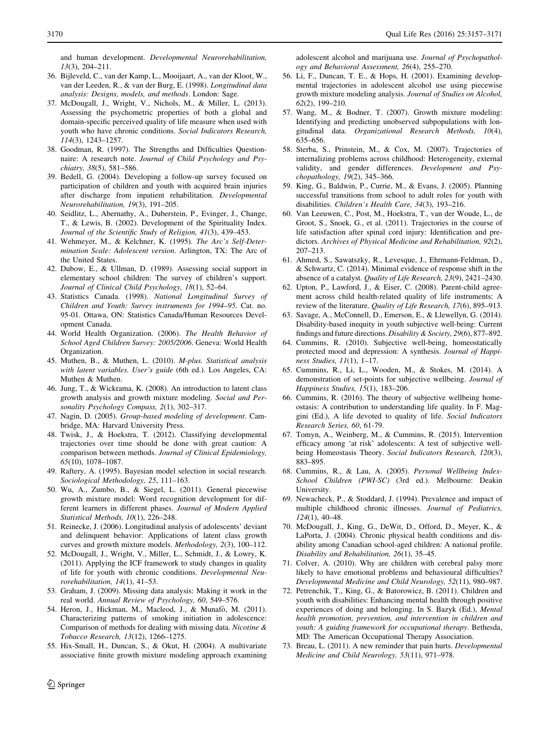and human development. *Developmental Neurorehabilitation, 13*(3), 204–211.

36. Bijleveld, C., van der Kamp, L., Mooijaart, A., van der Kloot, W., van der Leeden, R., & van der Burg, E. (1998). *Longitudinal data analysis: Designs, models, and methods*. London: Sage.
37. McDougall, J., Wright, V., Nichols, M., & Miller, L. (2013). Assessing the psychometric properties of both a global and domain-specific perceived quality of life measure when used with youth who have chronic conditions. *Social Indicators Research, 114*(3), 1243–1257.
38. Goodman, R. (1997). The Strengths and Difficulties Questionnaire: A research note. *Journal of Child Psychology and Psychiatry, 38*(5), 581–586.
39. Bedell, G. (2004). Developing a follow-up survey focused on participation of children and youth with acquired brain injuries after discharge from inpatient rehabilitation. *Developmental Neurorehabilitation, 19*(3), 191–205.
40. Seidlitz, L., Abernathy, A., Duberstein, P., Evinger, J., Change, T., & Lewis, B. (2002). Development of the Spirituality Index. *Journal of the Scientific Study of Religion, 41*(3), 439–453.
41. Wehmeyer, M., & Kelchner, K. (1995). *The Arc's Self-Determination Scale: Adolescent version*. Arlington, TX: The Arc of the United States.
42. Dubow, E., & Ullman, D. (1989). Assessing social support in elementary school children: The survey of children's support. *Journal of Clinical Child Psychology, 18*(1), 52–64.
43. Statistics Canada. (1998). *National Longitudinal Survey of Children and Youth: Survey instruments for 1994–95*. Cat. no. 95-01. Ottawa, ON: Statistics Canada/Human Resources Development Canada.
44. World Health Organization. (2006). *The Health Behavior of School Aged Children Survey: 2005/2006*. Geneva: World Health Organization.
45. Muthen, B., & Muthen, L. (2010). *M-plus. Statistical analysis with latent variables. User's guide* (6th ed.). Los Angeles, CA: Muthen & Muthen.
46. Jung, T., & Wickrama, K. (2008). An introduction to latent class growth analysis and growth mixture modeling. *Social and Personality Psychology Compass, 2*(1), 302–317.
47. Nagin, D. (2005). *Group-based modeling of development*. Cambridge, MA: Harvard University Press.
48. Twisk, J., & Hoekstra, T. (2012). Classifying developmental trajectories over time should be done with great caution: A comparison between methods. *Journal of Clinical Epidemiology, 65*(10), 1078–1087.
49. Raftery, A. (1995). Bayesian model selection in social research. *Sociological Methodology, 25*, 111–163.
50. Wu, A., Zumbo, B., & Siegel, L. (2011). General piecewise growth mixture model: Word recognition development for different learners in different phases. *Journal of Modern Applied Statistical Methods, 10*(1), 226–248.
51. Reinecke, J. (2006). Longitudinal analysis of adolescents' deviant and delinquent behavior: Applications of latent class growth curves and growth mixture models. *Methodology, 2*(3), 100–112.
52. McDougall, J., Wright, V., Miller, L., Schmidt, J., & Lowry, K. (2011). Applying the ICF framework to study changes in quality of life for youth with chronic conditions. *Developmental Neurorehabilitation, 14*(1), 41–53.
53. Graham, J. (2009). Missing data analysis: Making it work in the real world. *Annual Review of Psychology, 60*, 549–576.
54. Heron, J., Hickman, M., Macleod, J., & Munafò, M. (2011). Characterizing patterns of smoking initiation in adolescence: Comparison of methods for dealing with missing data. *Nicotine & Tobacco Research, 13*(12), 1266–1275.
55. Hix-Small, H., Duncan, S., & Okut, H. (2004). A multivariate associative finite growth mixture modeling approach examining adolescent alcohol and marijuana use. *Journal of Psychopathology and Behavioral Assessment, 26*(4), 255–270.
56. Li, F., Duncan, T. E., & Hops, H. (2001). Examining developmental trajectories in adolescent alcohol use using piecewise growth mixture modeling analysis. *Journal of Studies on Alcohol, 62*(2), 199–210.
57. Wang, M., & Bodner, T. (2007). Growth mixture modeling: Identifying and predicting unobserved subpopulations with longitudinal data. *Organizational Research Methods, 10*(4), 635–656.
58. Sterba, S., Prinstein, M., & Cox, M. (2007). Trajectories of internalizing problems across childhood: Heterogeneity, external validity, and gender differences. *Development and Psychopathology, 19*(2), 345–366.
59. King, G., Baldwin, P., Currie, M., & Evans, J. (2005). Planning successful transitions from school to adult roles for youth with disabilities. *Children's Health Care, 34*(3), 193–216.
60. Van Leeuwen, C., Post, M., Hoekstra, T., van der Woude, L., de Groot, S., Snoek, G., et al. (2011). Trajectories in the course of life satisfaction after spinal cord injury: Identification and predictors. *Archives of Physical Medicine and Rehabilitation, 92*(2), 207–213.
61. Ahmed, S., Sawatszky, R., Levesque, J., Ehrmann-Feldman, D., & Schwartz, C. (2014). Minimal evidence of response shift in the absence of a catalyst. *Quality of Life Research, 23*(9), 2421–2430.
62. Upton, P., Lawford, J., & Eiser, C. (2008). Parent-child agreement across child health-related quality of life instruments: A review of the literature. *Quality of Life Research, 17*(6), 895–913.
63. Savage, A., McConnell, D., Emerson, E., & Llewellyn, G. (2014). Disability-based inequity in youth subjective well-being: Current findings and future directions. *Disability & Society, 29*(6), 877–892.
64. Cummins, R. (2010). Subjective well-being, homeostatically protected mood and depression: A synthesis. *Journal of Happiness Studies, 11*(1), 1–17.
65. Cummins, R., Li, L., Wooden, M., & Stokes, M. (2014). A demonstration of set-points for subjective wellbeing. *Journal of Happiness Studies, 15*(1), 183–206.
66. Cummins, R. (2016). The theory of subjective wellbeing homeostasis: A contribution to understanding life quality. In F. Maggini (Ed.), A life devoted to quality of life. *Social Indicators Research Series, 60*, 61-79.
67. Tomyn, A., Weinberg, M., & Cummins, R. (2015). Intervention efficacy among 'at risk' adolescents: A test of subjective wellbeing Homeostasis Theory. *Social Indicators Research, 120*(3), 883–895.
68. Cummins, R., & Lau, A. (2005). *Personal Wellbeing Index-School Children (PWI-SC)* (3rd ed.). Melbourne: Deakin University.
69. Newacheck, P., & Stoddard, J. (1994). Prevalence and impact of multiple childhood chronic illnesses. *Journal of Pediatrics, 124*(1), 40–48.
70. McDougall, J., King, G., DeWit, D., Offord, D., Meyer, K., & LaPorta, J. (2004). Chronic physical health conditions and disability among Canadian school-aged children: A national profile. *Disability and Rehabilitation, 26*(1), 35–45.
71. Colver, A. (2010). Why are children with cerebral palsy more likely to have emotional problems and behavioural difficulties? *Developmental Medicine and Child Neurology, 52*(11), 980–987.
72. Petrenchik, T., King, G., & Batorowicz, B. (2011). Children and youth with disabilities: Enhancing mental health through positive experiences of doing and belonging. In S. Bazyk (Ed.), *Mental health promotion, prevention, and intervention in children and youth: A guiding framework for occupational therapy*. Bethesda, MD: The American Occupational Therapy Association.
73. Breau, L. (2011). A new reminder that pain hurts. *Developmental Medicine and Child Neurology, 53*(11), 971–978.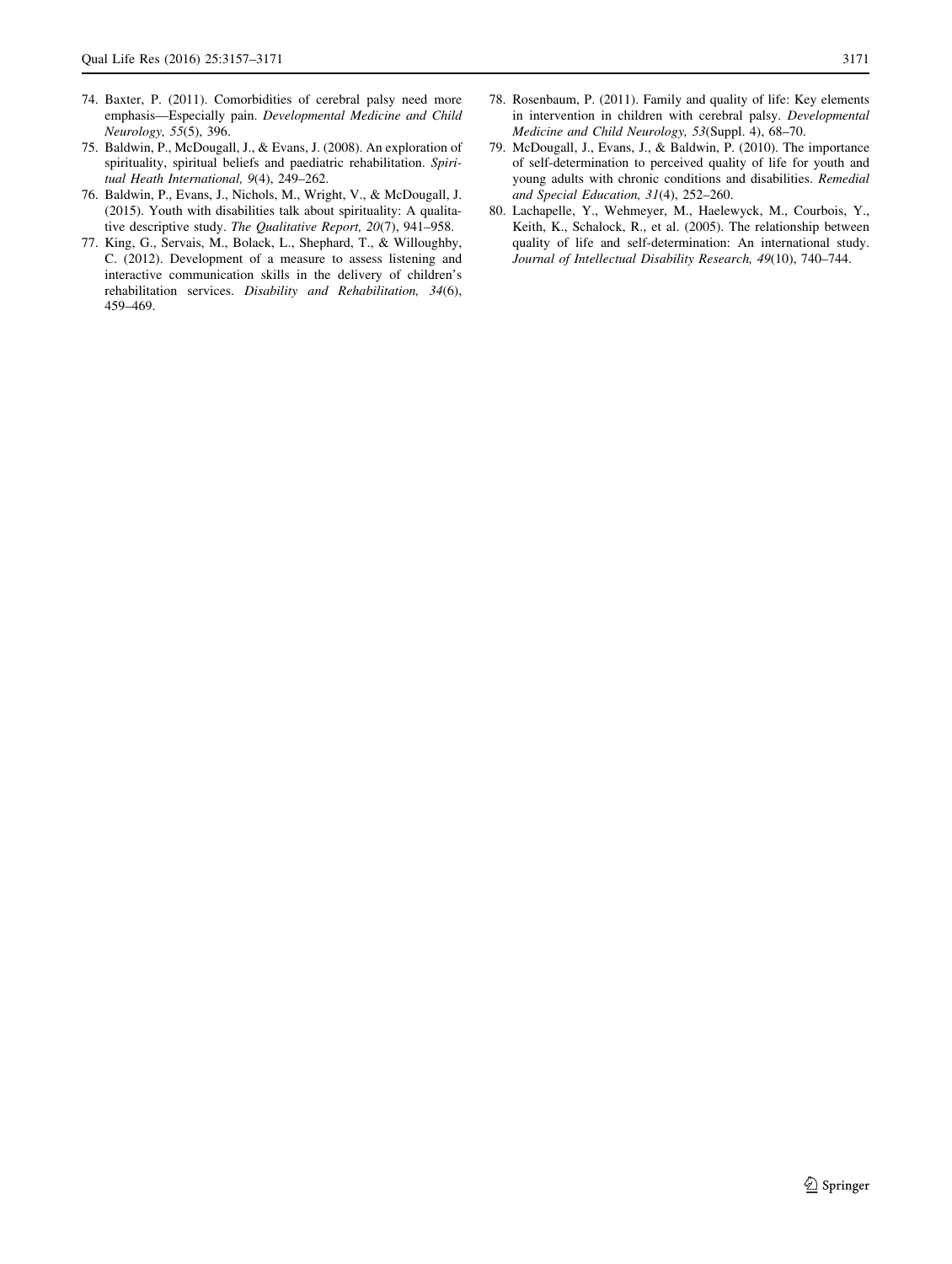74. Baxter, P. (2011). Comorbidities of cerebral palsy need more emphasis—Especially pain. *Developmental Medicine and Child Neurology, 55*(5), 396.
75. Baldwin, P., McDougall, J., & Evans, J. (2008). An exploration of spirituality, spiritual beliefs and paediatric rehabilitation. *Spiritual Heath International, 9*(4), 249–262.
76. Baldwin, P., Evans, J., Nichols, M., Wright, V., & McDougall, J. (2015). Youth with disabilities talk about spirituality: A qualitative descriptive study. *The Qualitative Report, 20*(7), 941–958.
77. King, G., Servais, M., Bolack, L., Shephard, T., & Willoughby, C. (2012). Development of a measure to assess listening and interactive communication skills in the delivery of children's rehabilitation services. *Disability and Rehabilitation, 34*(6), 459–469.
78. Rosenbaum, P. (2011). Family and quality of life: Key elements in intervention in children with cerebral palsy. *Developmental Medicine and Child Neurology, 53*(Suppl. 4), 68–70.
79. McDougall, J., Evans, J., & Baldwin, P. (2010). The importance of self-determination to perceived quality of life for youth and young adults with chronic conditions and disabilities. *Remedial and Special Education, 31*(4), 252–260.
80. Lachapelle, Y., Wehmeyer, M., Haelewyck, M., Courbois, Y., Keith, K., Schalock, R., et al. (2005). The relationship between quality of life and self-determination: An international study. *Journal of Intellectual Disability Research, 49*(10), 740–744.